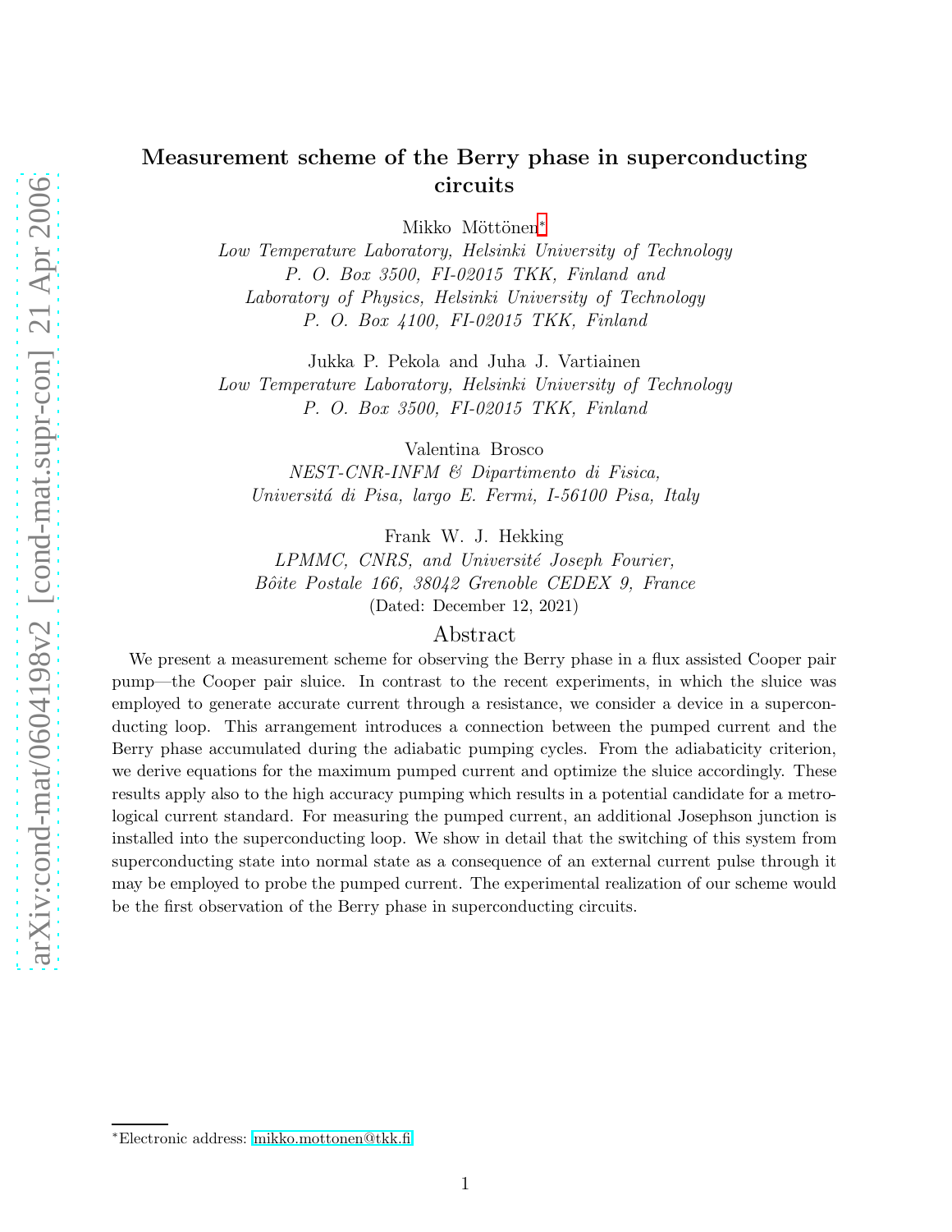# Measurement scheme of the Berry phase in superconducting circuits

Mikko Möttönen*

*Low Temperature Laboratory, Helsinki University of Technology*
*P. O. Box 3500, FI-02015 TKK, Finland and*
*Laboratory of Physics, Helsinki University of Technology*
*P. O. Box 4100, FI-02015 TKK, Finland*

Jukka P. Pekola and Juha J. Vartiainen

*Low Temperature Laboratory, Helsinki University of Technology*
*P. O. Box 3500, FI-02015 TKK, Finland*

Valentina Brosco

*NEST-CNR-INFM & Dipartimento di Fisica,*
*Universitá di Pisa, largo E. Fermi, I-56100 Pisa, Italy*

Frank W. J. Hekking

*LPMMC, CNRS, and Université Joseph Fourier,*
*Bôite Postale 166, 38042 Grenoble CEDEX 9, France*

(Dated: December 12, 2021)

## Abstract

We present a measurement scheme for observing the Berry phase in a flux assisted Cooper pair pump—the Cooper pair sluice. In contrast to the recent experiments, in which the sluice was employed to generate accurate current through a resistance, we consider a device in a superconducting loop. This arrangement introduces a connection between the pumped current and the Berry phase accumulated during the adiabatic pumping cycles. From the adiabaticity criterion, we derive equations for the maximum pumped current and optimize the sluice accordingly. These results apply also to the high accuracy pumping which results in a potential candidate for a metrological current standard. For measuring the pumped current, an additional Josephson junction is installed into the superconducting loop. We show in detail that the switching of this system from superconducting state into normal state as a consequence of an external current pulse through it may be employed to probe the pumped current. The experimental realization of our scheme would be the first observation of the Berry phase in superconducting circuits.

*Electronic address: mikko.mottonen@tkk.fi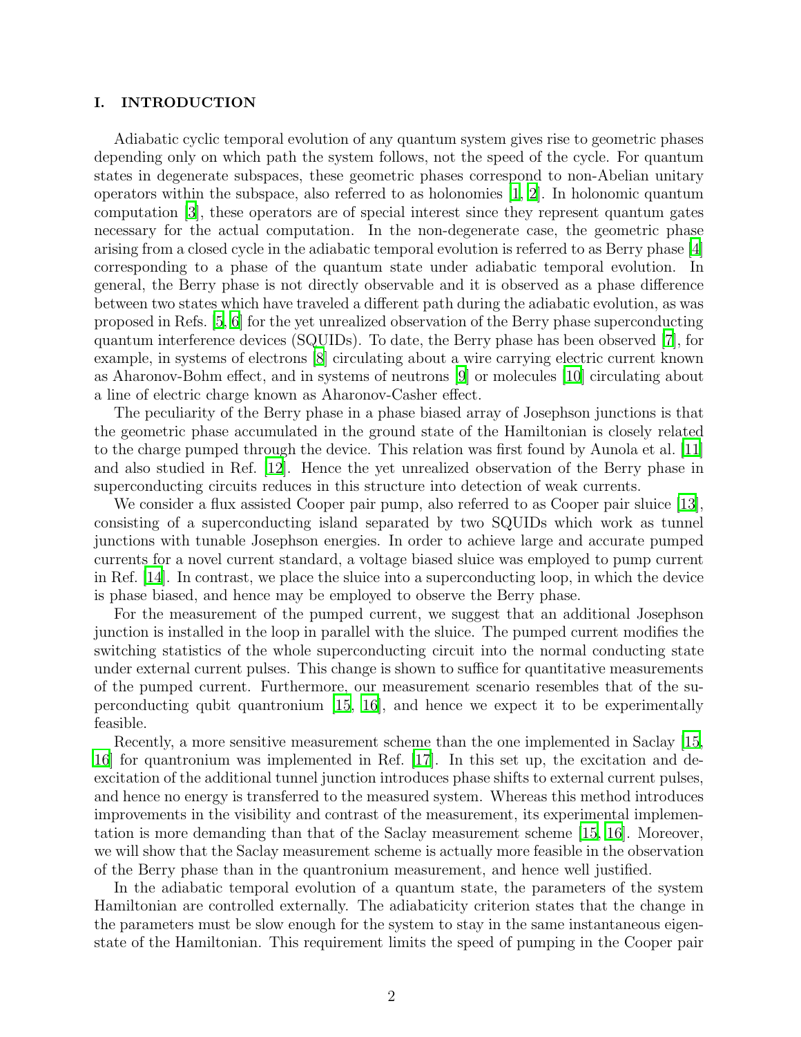## I. INTRODUCTION

Adiabatic cyclic temporal evolution of any quantum system gives rise to geometric phases depending only on which path the system follows, not the speed of the cycle. For quantum states in degenerate subspaces, these geometric phases correspond to non-Abelian unitary operators within the subspace, also referred to as holonomies [1, 2]. In holonomic quantum computation [3], these operators are of special interest since they represent quantum gates necessary for the actual computation. In the non-degenerate case, the geometric phase arising from a closed cycle in the adiabatic temporal evolution is referred to as Berry phase [4] corresponding to a phase of the quantum state under adiabatic temporal evolution. In general, the Berry phase is not directly observable and it is observed as a phase difference between two states which have traveled a different path during the adiabatic evolution, as was proposed in Refs. [5, 6] for the yet unrealized observation of the Berry phase superconducting quantum interference devices (SQUIDs). To date, the Berry phase has been observed [7], for example, in systems of electrons [8] circulating about a wire carrying electric current known as Aharonov-Bohm effect, and in systems of neutrons [9] or molecules [10] circulating about a line of electric charge known as Aharonov-Casher effect.

The peculiarity of the Berry phase in a phase biased array of Josephson junctions is that the geometric phase accumulated in the ground state of the Hamiltonian is closely related to the charge pumped through the device. This relation was first found by Aunola et al. [11] and also studied in Ref. [12]. Hence the yet unrealized observation of the Berry phase in superconducting circuits reduces in this structure into detection of weak currents.

We consider a flux assisted Cooper pair pump, also referred to as Cooper pair sluice [13], consisting of a superconducting island separated by two SQUIDs which work as tunnel junctions with tunable Josephson energies. In order to achieve large and accurate pumped currents for a novel current standard, a voltage biased sluice was employed to pump current in Ref. [14]. In contrast, we place the sluice into a superconducting loop, in which the device is phase biased, and hence may be employed to observe the Berry phase.

For the measurement of the pumped current, we suggest that an additional Josephson junction is installed in the loop in parallel with the sluice. The pumped current modifies the switching statistics of the whole superconducting circuit into the normal conducting state under external current pulses. This change is shown to suffice for quantitative measurements of the pumped current. Furthermore, our measurement scenario resembles that of the superconducting qubit quantronium [15, 16], and hence we expect it to be experimentally feasible.

Recently, a more sensitive measurement scheme than the one implemented in Saclay [15, 16] for quantronium was implemented in Ref. [17]. In this set up, the excitation and deexcitation of the additional tunnel junction introduces phase shifts to external current pulses, and hence no energy is transferred to the measured system. Whereas this method introduces improvements in the visibility and contrast of the measurement, its experimental implementation is more demanding than that of the Saclay measurement scheme [15, 16]. Moreover, we will show that the Saclay measurement scheme is actually more feasible in the observation of the Berry phase than in the quantronium measurement, and hence well justified.

In the adiabatic temporal evolution of a quantum state, the parameters of the system Hamiltonian are controlled externally. The adiabaticity criterion states that the change in the parameters must be slow enough for the system to stay in the same instantaneous eigenstate of the Hamiltonian. This requirement limits the speed of pumping in the Cooper pair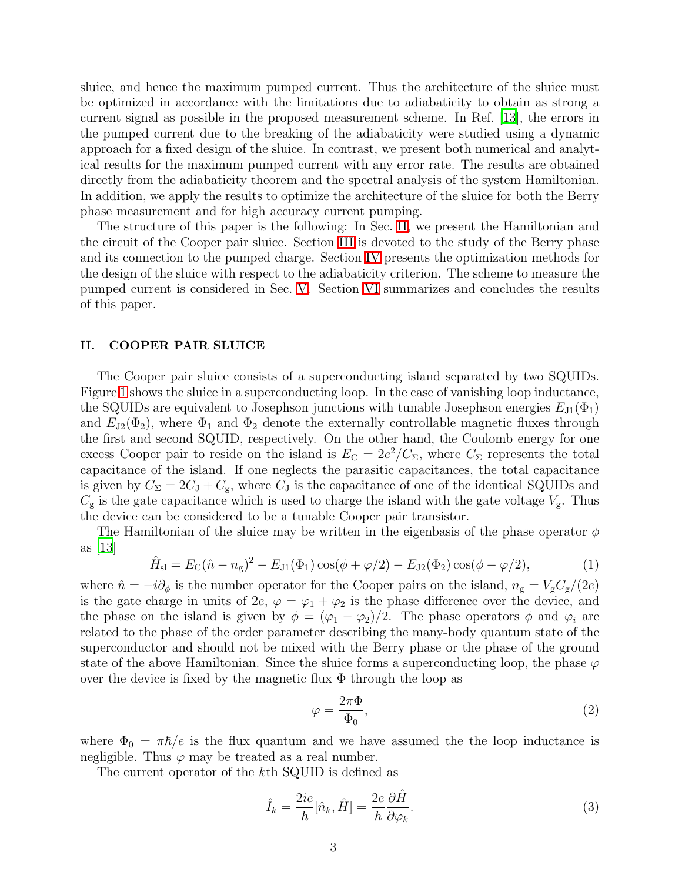sluice, and hence the maximum pumped current. Thus the architecture of the sluice must be optimized in accordance with the limitations due to adiabaticity to obtain as strong a current signal as possible in the proposed measurement scheme. In Ref. [13], the errors in the pumped current due to the breaking of the adiabaticity were studied using a dynamic approach for a fixed design of the sluice. In contrast, we present both numerical and analytical results for the maximum pumped current with any error rate. The results are obtained directly from the adiabaticity theorem and the spectral analysis of the system Hamiltonian. In addition, we apply the results to optimize the architecture of the sluice for both the Berry phase measurement and for high accuracy current pumping.

The structure of this paper is the following: In Sec. II, we present the Hamiltonian and the circuit of the Cooper pair sluice. Section III is devoted to the study of the Berry phase and its connection to the pumped charge. Section IV presents the optimization methods for the design of the sluice with respect to the adiabaticity criterion. The scheme to measure the pumped current is considered in Sec. V. Section VI summarizes and concludes the results of this paper.

## II. COOPER PAIR SLUICE

The Cooper pair sluice consists of a superconducting island separated by two SQUIDs. Figure 1 shows the sluice in a superconducting loop. In the case of vanishing loop inductance, the SQUIDs are equivalent to Josephson junctions with tunable Josephson energies $E_{\mathrm{J1}}(\Phi_1)$ and $E_{\mathrm{J2}}(\Phi_2)$, where $\Phi_1$ and $\Phi_2$ denote the externally controllable magnetic fluxes through the first and second SQUID, respectively. On the other hand, the Coulomb energy for one excess Cooper pair to reside on the island is $E_{\mathrm{C}} = 2e^2/C_\Sigma$, where $C_\Sigma$ represents the total capacitance of the island. If one neglects the parasitic capacitances, the total capacitance is given by $C_\Sigma = 2C_{\mathrm{J}} + C_{\mathrm{g}}$, where $C_{\mathrm{J}}$ is the capacitance of one of the identical SQUIDs and $C_{\mathrm{g}}$ is the gate capacitance which is used to charge the island with the gate voltage $V_{\mathrm{g}}$. Thus the device can be considered to be a tunable Cooper pair transistor.

The Hamiltonian of the sluice may be written in the eigenbasis of the phase operator $\phi$ as [13]

$$\hat{H}_{\mathrm{sl}} = E_{\mathrm{C}}(\hat{n} - n_{\mathrm{g}})^2 - E_{\mathrm{J1}}(\Phi_1)\cos(\phi + \varphi/2) - E_{\mathrm{J2}}(\Phi_2)\cos(\phi - \varphi/2), \tag{1}$$

where $\hat{n} = -i\partial_\phi$ is the number operator for the Cooper pairs on the island, $n_{\mathrm{g}} = V_{\mathrm{g}}C_{\mathrm{g}}/(2e)$ is the gate charge in units of $2e$, $\varphi = \varphi_1 + \varphi_2$ is the phase difference over the device, and the phase on the island is given by $\phi = (\varphi_1 - \varphi_2)/2$. The phase operators $\phi$ and $\varphi_i$ are related to the phase of the order parameter describing the many-body quantum state of the superconductor and should not be mixed with the Berry phase or the phase of the ground state of the above Hamiltonian. Since the sluice forms a superconducting loop, the phase $\varphi$ over the device is fixed by the magnetic flux $\Phi$ through the loop as

$$\varphi = \frac{2\pi\Phi}{\Phi_0}, \tag{2}$$

where $\Phi_0 = \pi\hbar/e$ is the flux quantum and we have assumed the the loop inductance is negligible. Thus $\varphi$ may be treated as a real number.

The current operator of the $k$th SQUID is defined as

$$\hat{I}_k = \frac{2ie}{\hbar}[\hat{n}_k, \hat{H}] = \frac{2e}{\hbar}\frac{\partial \hat{H}}{\partial \varphi_k}. \tag{3}$$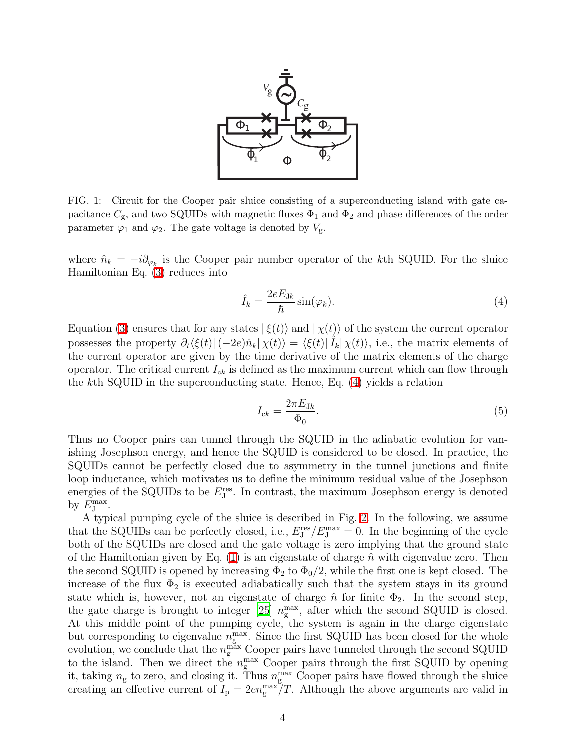FIG. 1: Circuit for the Cooper pair sluice consisting of a superconducting island with gate capacitance $C_g$, and two SQUIDs with magnetic fluxes $\Phi_1$ and $\Phi_2$ and phase differences of the order parameter $\varphi_1$ and $\varphi_2$. The gate voltage is denoted by $V_g$.

where $\hat{n}_k = -i\partial_{\varphi_k}$ is the Cooper pair number operator of the $k$th SQUID. For the sluice Hamiltonian Eq. (3) reduces into

$$\hat{I}_k = \frac{2eE_{Jk}}{\hbar}\sin(\varphi_k). \tag{4}$$

Equation (3) ensures that for any states $|\,\xi(t)\rangle$ and $|\,\chi(t)\rangle$ of the system the current operator possesses the property $\partial_t\langle\xi(t)|\,(-2e)\hat{n}_k|\,\chi(t)\rangle = \langle\xi(t)|\,\hat{I}_k|\,\chi(t)\rangle$, i.e., the matrix elements of the current operator are given by the time derivative of the matrix elements of the charge operator. The critical current $I_{ck}$ is defined as the maximum current which can flow through the $k$th SQUID in the superconducting state. Hence, Eq. (4) yields a relation

$$I_{ck} = \frac{2\pi E_{Jk}}{\Phi_0}. \tag{5}$$

Thus no Cooper pairs can tunnel through the SQUID in the adiabatic evolution for vanishing Josephson energy, and hence the SQUID is considered to be closed. In practice, the SQUIDs cannot be perfectly closed due to asymmetry in the tunnel junctions and finite loop inductance, which motivates us to define the minimum residual value of the Josephson energies of the SQUIDs to be $E_J^{\rm res}$. In contrast, the maximum Josephson energy is denoted by $E_J^{\rm max}$.

A typical pumping cycle of the sluice is described in Fig. 2. In the following, we assume that the SQUIDs can be perfectly closed, i.e., $E_J^{\rm res}/E_J^{\rm max} = 0$. In the beginning of the cycle both of the SQUIDs are closed and the gate voltage is zero implying that the ground state of the Hamiltonian given by Eq. (1) is an eigenstate of charge $\hat{n}$ with eigenvalue zero. Then the second SQUID is opened by increasing $\Phi_2$ to $\Phi_0/2$, while the first one is kept closed. The increase of the flux $\Phi_2$ is executed adiabatically such that the system stays in its ground state which is, however, not an eigenstate of charge $\hat{n}$ for finite $\Phi_2$. In the second step, the gate charge is brought to integer [25] $n_g^{\rm max}$, after which the second SQUID is closed. At this middle point of the pumping cycle, the system is again in the charge eigenstate but corresponding to eigenvalue $n_g^{\rm max}$. Since the first SQUID has been closed for the whole evolution, we conclude that the $n_g^{\rm max}$ Cooper pairs have tunneled through the second SQUID to the island. Then we direct the $n_g^{\rm max}$ Cooper pairs through the first SQUID by opening it, taking $n_g$ to zero, and closing it. Thus $n_g^{\rm max}$ Cooper pairs have flowed through the sluice creating an effective current of $I_p = 2en_g^{\rm max}/T$. Although the above arguments are valid in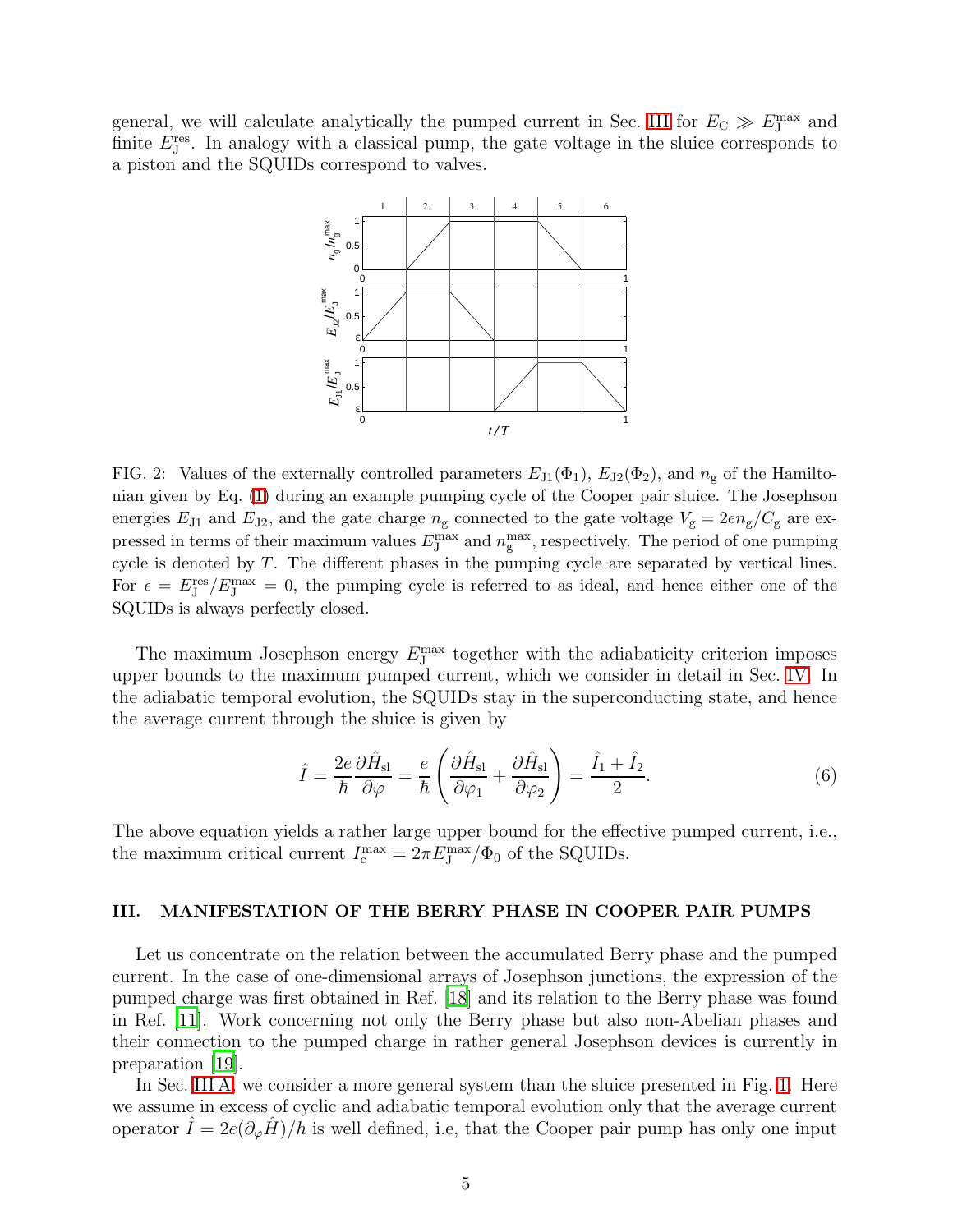general, we will calculate analytically the pumped current in Sec. III for $E_{\rm C} \gg E_{\rm J}^{\rm max}$ and finite $E_{\rm J}^{\rm res}$. In analogy with a classical pump, the gate voltage in the sluice corresponds to a piston and the SQUIDs correspond to valves.

FIG. 2: Values of the externally controlled parameters $E_{\rm J1}(\Phi_1)$, $E_{\rm J2}(\Phi_2)$, and $n_{\rm g}$ of the Hamiltonian given by Eq. (1) during an example pumping cycle of the Cooper pair sluice. The Josephson energies $E_{\rm J1}$ and $E_{\rm J2}$, and the gate charge $n_{\rm g}$ connected to the gate voltage $V_{\rm g} = 2en_{\rm g}/C_{\rm g}$ are expressed in terms of their maximum values $E_{\rm J}^{\rm max}$ and $n_{\rm g}^{\rm max}$, respectively. The period of one pumping cycle is denoted by $T$. The different phases in the pumping cycle are separated by vertical lines. For $\epsilon = E_{\rm J}^{\rm res}/E_{\rm J}^{\rm max} = 0$, the pumping cycle is referred to as ideal, and hence either one of the SQUIDs is always perfectly closed.

The maximum Josephson energy $E_{\rm J}^{\rm max}$ together with the adiabaticity criterion imposes upper bounds to the maximum pumped current, which we consider in detail in Sec. IV. In the adiabatic temporal evolution, the SQUIDs stay in the superconducting state, and hence the average current through the sluice is given by

$$\hat{I} = \frac{2e}{\hbar}\frac{\partial \hat{H}_{\rm sl}}{\partial \varphi} = \frac{e}{\hbar}\left(\frac{\partial \hat{H}_{\rm sl}}{\partial \varphi_1} + \frac{\partial \hat{H}_{\rm sl}}{\partial \varphi_2}\right) = \frac{\hat{I}_1 + \hat{I}_2}{2}. \tag{6}$$

The above equation yields a rather large upper bound for the effective pumped current, i.e., the maximum critical current $I_{\rm c}^{\rm max} = 2\pi E_{\rm J}^{\rm max}/\Phi_0$ of the SQUIDs.

## III. MANIFESTATION OF THE BERRY PHASE IN COOPER PAIR PUMPS

Let us concentrate on the relation between the accumulated Berry phase and the pumped current. In the case of one-dimensional arrays of Josephson junctions, the expression of the pumped charge was first obtained in Ref. [18] and its relation to the Berry phase was found in Ref. [11]. Work concerning not only the Berry phase but also non-Abelian phases and their connection to the pumped charge in rather general Josephson devices is currently in preparation [19].

In Sec. III A, we consider a more general system than the sluice presented in Fig. 1. Here we assume in excess of cyclic and adiabatic temporal evolution only that the average current operator $\hat{I} = 2e(\partial_\varphi \hat{H})/\hbar$ is well defined, i.e, that the Cooper pair pump has only one input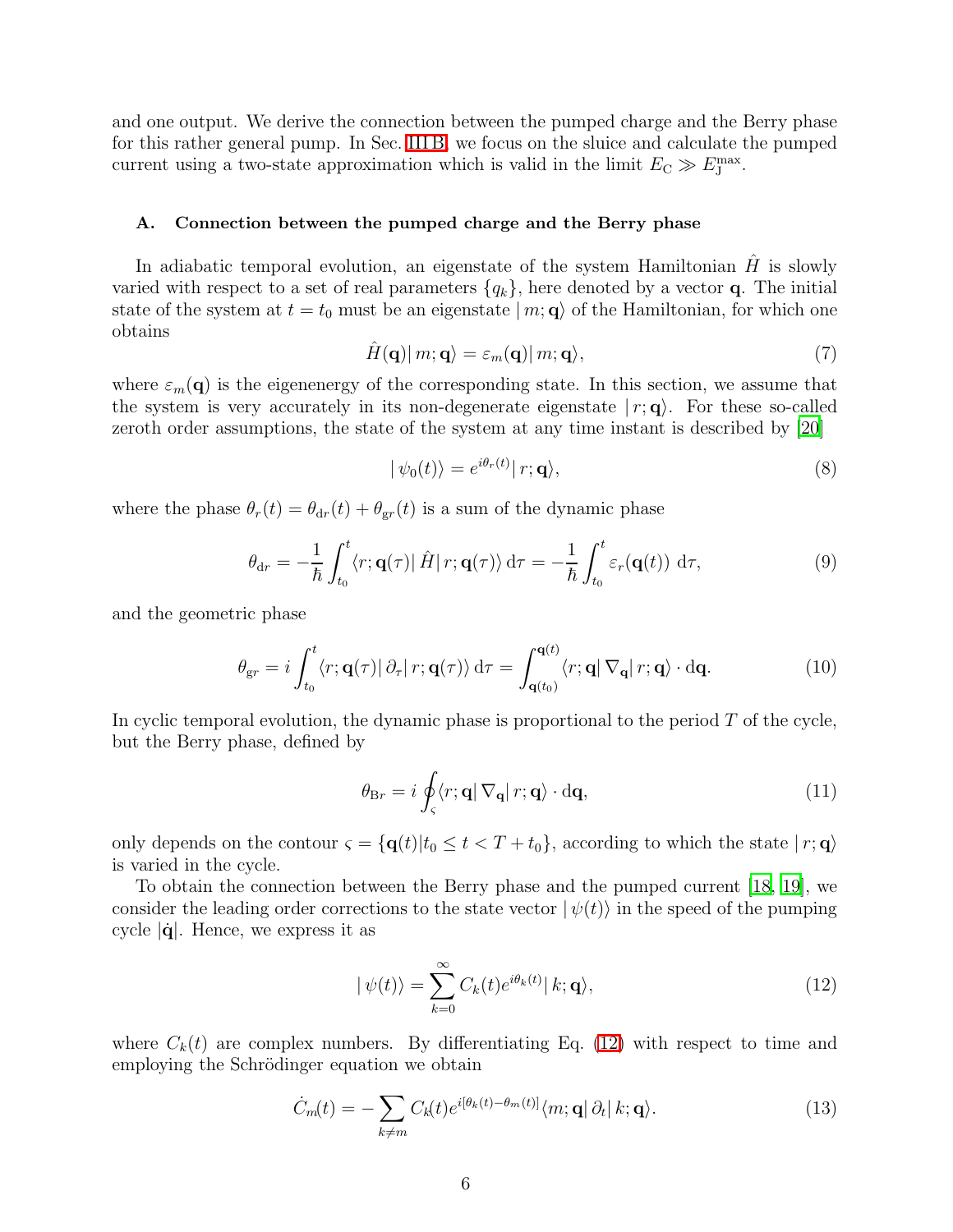and one output. We derive the connection between the pumped charge and the Berry phase for this rather general pump. In Sec. III B, we focus on the sluice and calculate the pumped current using a two-state approximation which is valid in the limit $E_{\rm C} \gg E_{\rm J}^{\rm max}$.

### A. Connection between the pumped charge and the Berry phase

In adiabatic temporal evolution, an eigenstate of the system Hamiltonian $\hat{H}$ is slowly varied with respect to a set of real parameters $\{q_k\}$, here denoted by a vector $\mathbf{q}$. The initial state of the system at $t = t_0$ must be an eigenstate $|\, m; \mathbf{q}\rangle$ of the Hamiltonian, for which one obtains

$$\hat{H}(\mathbf{q})|\, m; \mathbf{q}\rangle = \varepsilon_m(\mathbf{q})|\, m; \mathbf{q}\rangle, \tag{7}$$

where $\varepsilon_m(\mathbf{q})$ is the eigenenergy of the corresponding state. In this section, we assume that the system is very accurately in its non-degenerate eigenstate $|\, r; \mathbf{q}\rangle$. For these so-called zeroth order assumptions, the state of the system at any time instant is described by [20]

$$|\, \psi_0(t)\rangle = e^{i\theta_r(t)}|\, r; \mathbf{q}\rangle, \tag{8}$$

where the phase $\theta_r(t) = \theta_{\rm dr}(t) + \theta_{\rm gr}(t)$ is a sum of the dynamic phase

$$\theta_{\rm dr} = -\frac{1}{\hbar}\int_{t_0}^{t} \langle r; \mathbf{q}(\tau)|\, \hat{H}|\, r; \mathbf{q}(\tau)\rangle \,{\rm d}\tau = -\frac{1}{\hbar}\int_{t_0}^{t} \varepsilon_r(\mathbf{q}(t)) \,{\rm d}\tau, \tag{9}$$

and the geometric phase

$$\theta_{\rm gr} = i\int_{t_0}^{t} \langle r; \mathbf{q}(\tau)|\, \partial_\tau|\, r; \mathbf{q}(\tau)\rangle \,{\rm d}\tau = \int_{\mathbf{q}(t_0)}^{\mathbf{q}(t)} \langle r; \mathbf{q}|\, \nabla_{\mathbf{q}}|\, r; \mathbf{q}\rangle \cdot {\rm d}\mathbf{q}. \tag{10}$$

In cyclic temporal evolution, the dynamic phase is proportional to the period $T$ of the cycle, but the Berry phase, defined by

$$\theta_{{\rm B}r} = i\oint_{\varsigma} \langle r; \mathbf{q}|\, \nabla_{\mathbf{q}}|\, r; \mathbf{q}\rangle \cdot {\rm d}\mathbf{q}, \tag{11}$$

only depends on the contour $\varsigma = \{\mathbf{q}(t) | t_0 \leq t < T + t_0\}$, according to which the state $|\, r; \mathbf{q}\rangle$ is varied in the cycle.

To obtain the connection between the Berry phase and the pumped current [18, 19], we consider the leading order corrections to the state vector $|\, \psi(t)\rangle$ in the speed of the pumping cycle $|\dot{\mathbf{q}}|$. Hence, we express it as

$$|\, \psi(t)\rangle = \sum_{k=0}^{\infty} C_k(t) e^{i\theta_k(t)}|\, k; \mathbf{q}\rangle, \tag{12}$$

where $C_k(t)$ are complex numbers. By differentiating Eq. (12) with respect to time and employing the Schrödinger equation we obtain

$$\dot{C}_m(t) = -\sum_{k\neq m} C_k(t) e^{i[\theta_k(t) - \theta_m(t)]}\langle m; \mathbf{q}|\, \partial_t|\, k; \mathbf{q}\rangle. \tag{13}$$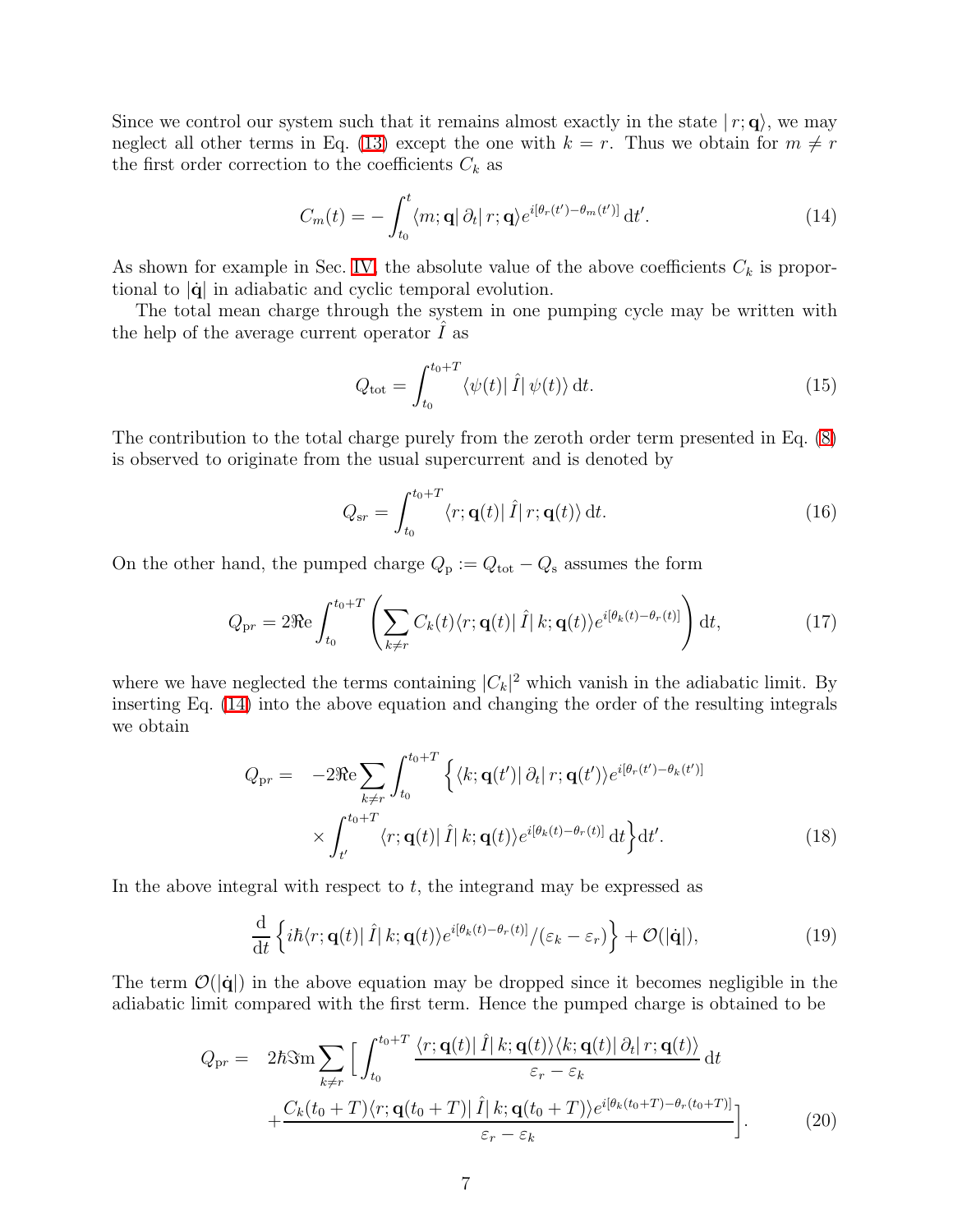Since we control our system such that it remains almost exactly in the state $|\, r; \mathbf{q}\rangle$, we may neglect all other terms in Eq. (13) except the one with $k = r$. Thus we obtain for $m \neq r$ the first order correction to the coefficients $C_k$ as

$$C_m(t) = -\int_{t_0}^{t} \langle m; \mathbf{q}|\, \partial_t |\, r; \mathbf{q}\rangle e^{i[\theta_r(t') - \theta_m(t')]}\, \mathrm{d}t'. \tag{14}$$

As shown for example in Sec. IV, the absolute value of the above coefficients $C_k$ is proportional to $|\dot{\mathbf{q}}|$ in adiabatic and cyclic temporal evolution.

The total mean charge through the system in one pumping cycle may be written with the help of the average current operator $\hat{I}$ as

$$Q_{\mathrm{tot}} = \int_{t_0}^{t_0+T} \langle \psi(t)|\, \hat{I}|\, \psi(t)\rangle\, \mathrm{d}t. \tag{15}$$

The contribution to the total charge purely from the zeroth order term presented in Eq. (8) is observed to originate from the usual supercurrent and is denoted by

$$Q_{\mathrm{s}r} = \int_{t_0}^{t_0+T} \langle r; \mathbf{q}(t)|\, \hat{I}|\, r; \mathbf{q}(t)\rangle\, \mathrm{d}t. \tag{16}$$

On the other hand, the pumped charge $Q_{\mathrm{p}} := Q_{\mathrm{tot}} - Q_{\mathrm{s}}$ assumes the form

$$Q_{\mathrm{p}r} = 2\Re\mathrm{e} \int_{t_0}^{t_0+T} \left( \sum_{k\neq r} C_k(t) \langle r; \mathbf{q}(t)|\, \hat{I}|\, k; \mathbf{q}(t)\rangle e^{i[\theta_k(t) - \theta_r(t)]} \right) \mathrm{d}t, \tag{17}$$

where we have neglected the terms containing $|C_k|^2$ which vanish in the adiabatic limit. By inserting Eq. (14) into the above equation and changing the order of the resulting integrals we obtain

$$\begin{aligned} Q_{\mathrm{p}r} = \quad & -2\Re\mathrm{e} \sum_{k\neq r} \int_{t_0}^{t_0+T} \Big\{ \langle k; \mathbf{q}(t')|\, \partial_t |\, r; \mathbf{q}(t')\rangle e^{i[\theta_r(t') - \theta_k(t')]} \\ & \times \int_{t'}^{t_0+T} \langle r; \mathbf{q}(t)|\, \hat{I}|\, k; \mathbf{q}(t)\rangle e^{i[\theta_k(t) - \theta_r(t)]}\, \mathrm{d}t \Big\} \mathrm{d}t'. \end{aligned} \tag{18}$$

In the above integral with respect to $t$, the integrand may be expressed as

$$\frac{\mathrm{d}}{\mathrm{d}t} \left\{ i\hbar \langle r; \mathbf{q}(t)|\, \hat{I}|\, k; \mathbf{q}(t)\rangle e^{i[\theta_k(t) - \theta_r(t)]} / (\varepsilon_k - \varepsilon_r) \right\} + \mathcal{O}(|\dot{\mathbf{q}}|), \tag{19}$$

The term $\mathcal{O}(|\dot{\mathbf{q}}|)$ in the above equation may be dropped since it becomes negligible in the adiabatic limit compared with the first term. Hence the pumped charge is obtained to be

$$\begin{aligned} Q_{\mathrm{p}r} = \quad & 2\hbar \Im\mathrm{m} \sum_{k\neq r} \Big[ \int_{t_0}^{t_0+T} \frac{\langle r; \mathbf{q}(t)|\, \hat{I}|\, k; \mathbf{q}(t)\rangle \langle k; \mathbf{q}(t)|\, \partial_t |\, r; \mathbf{q}(t)\rangle}{\varepsilon_r - \varepsilon_k}\, \mathrm{d}t \\ & + \frac{C_k(t_0+T) \langle r; \mathbf{q}(t_0+T)|\, \hat{I}|\, k; \mathbf{q}(t_0+T)\rangle e^{i[\theta_k(t_0+T) - \theta_r(t_0+T)]}}{\varepsilon_r - \varepsilon_k} \Big]. \end{aligned} \tag{20}$$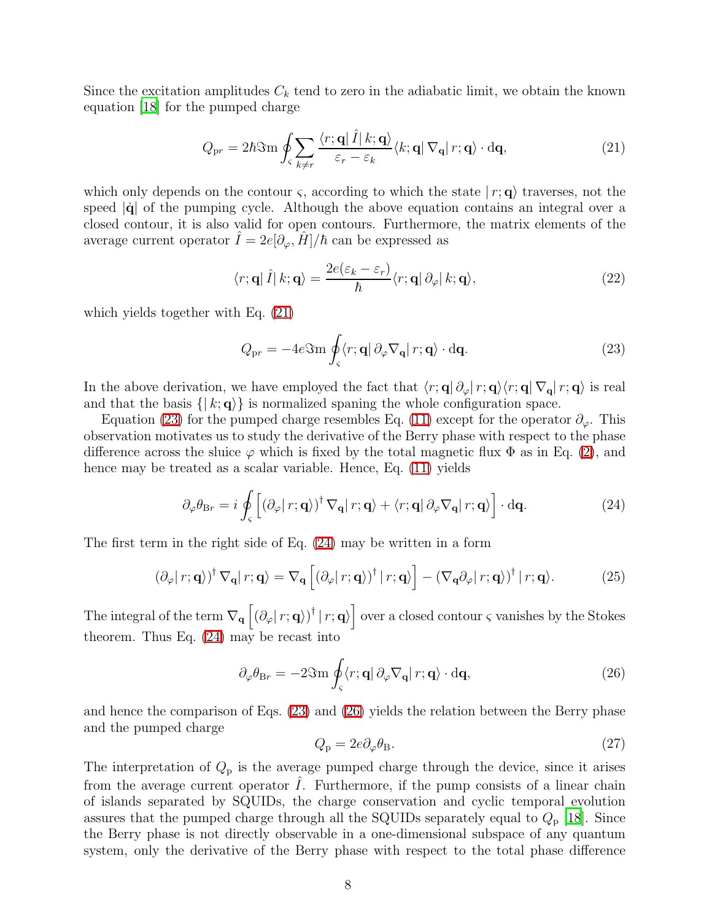Since the excitation amplitudes $C_k$ tend to zero in the adiabatic limit, we obtain the known equation [18] for the pumped charge

$$Q_{\rm pr} = 2\hbar\Im{\rm m}\oint_{\varsigma}\sum_{k\neq r}\frac{\langle r;\mathbf{q}|\,\hat{I}\,|\,k;\mathbf{q}\rangle}{\varepsilon_r-\varepsilon_k}\langle k;\mathbf{q}|\,\nabla_{\mathbf{q}}|\,r;\mathbf{q}\rangle\cdot{\rm d}\mathbf{q}, \tag{21}$$

which only depends on the contour $\varsigma$, according to which the state $|\,r;\mathbf{q}\rangle$ traverses, not the speed $|\dot{\mathbf{q}}|$ of the pumping cycle. Although the above equation contains an integral over a closed contour, it is also valid for open contours. Furthermore, the matrix elements of the average current operator $\hat{I} = 2e[\partial_\varphi, \hat{H}]/\hbar$ can be expressed as

$$\langle r;\mathbf{q}|\,\hat{I}\,|\,k;\mathbf{q}\rangle = \frac{2e(\varepsilon_k-\varepsilon_r)}{\hbar}\langle r;\mathbf{q}|\,\partial_\varphi|\,k;\mathbf{q}\rangle, \tag{22}$$

which yields together with Eq. (21)

$$Q_{\rm pr} = -4e\Im{\rm m}\oint_{\varsigma}\langle r;\mathbf{q}|\,\partial_\varphi\nabla_{\mathbf{q}}|\,r;\mathbf{q}\rangle\cdot{\rm d}\mathbf{q}. \tag{23}$$

In the above derivation, we have employed the fact that $\langle r;\mathbf{q}|\,\partial_\varphi|\,r;\mathbf{q}\rangle\langle r;\mathbf{q}|\,\nabla_{\mathbf{q}}|\,r;\mathbf{q}\rangle$ is real and that the basis $\{|\,k;\mathbf{q}\rangle\}$ is normalized spaning the whole configuration space.

Equation (23) for the pumped charge resembles Eq. (11) except for the operator $\partial_\varphi$. This observation motivates us to study the derivative of the Berry phase with respect to the phase difference across the sluice $\varphi$ which is fixed by the total magnetic flux $\Phi$ as in Eq. (2), and hence may be treated as a scalar variable. Hence, Eq. (11) yields

$$\partial_\varphi\theta_{\rm Br} = i\oint_{\varsigma}\Big[\left(\partial_\varphi|\,r;\mathbf{q}\rangle\right)^\dagger\nabla_{\mathbf{q}}|\,r;\mathbf{q}\rangle + \langle r;\mathbf{q}|\,\partial_\varphi\nabla_{\mathbf{q}}|\,r;\mathbf{q}\rangle\Big]\cdot{\rm d}\mathbf{q}. \tag{24}$$

The first term in the right side of Eq. (24) may be written in a form

$$\left(\partial_\varphi|\,r;\mathbf{q}\rangle\right)^\dagger\nabla_{\mathbf{q}}|\,r;\mathbf{q}\rangle = \nabla_{\mathbf{q}}\Big[\left(\partial_\varphi|\,r;\mathbf{q}\rangle\right)^\dagger|\,r;\mathbf{q}\rangle\Big] - \left(\nabla_{\mathbf{q}}\partial_\varphi|\,r;\mathbf{q}\rangle\right)^\dagger|\,r;\mathbf{q}\rangle. \tag{25}$$

The integral of the term $\nabla_{\mathbf{q}}\Big[\left(\partial_\varphi|\,r;\mathbf{q}\rangle\right)^\dagger|\,r;\mathbf{q}\rangle\Big]$ over a closed contour $\varsigma$ vanishes by the Stokes theorem. Thus Eq. (24) may be recast into

$$\partial_\varphi\theta_{\rm Br} = -2\Im{\rm m}\oint_{\varsigma}\langle r;\mathbf{q}|\,\partial_\varphi\nabla_{\mathbf{q}}|\,r;\mathbf{q}\rangle\cdot{\rm d}\mathbf{q}, \tag{26}$$

and hence the comparison of Eqs. (23) and (26) yields the relation between the Berry phase and the pumped charge

$$Q_{\rm p} = 2e\partial_\varphi\theta_{\rm B}. \tag{27}$$

The interpretation of $Q_{\rm p}$ is the average pumped charge through the device, since it arises from the average current operator $\hat{I}$. Furthermore, if the pump consists of a linear chain of islands separated by SQUIDs, the charge conservation and cyclic temporal evolution assures that the pumped charge through all the SQUIDs separately equal to $Q_{\rm p}$ [18]. Since the Berry phase is not directly observable in a one-dimensional subspace of any quantum system, only the derivative of the Berry phase with respect to the total phase difference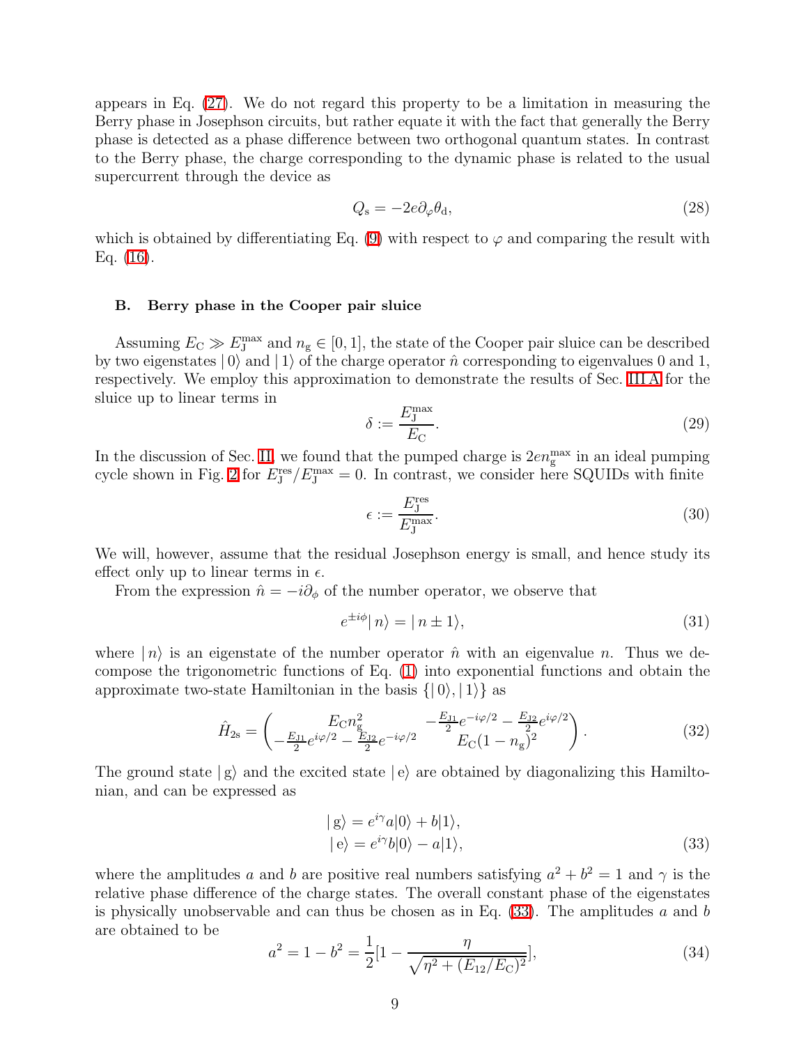appears in Eq. (27). We do not regard this property to be a limitation in measuring the Berry phase in Josephson circuits, but rather equate it with the fact that generally the Berry phase is detected as a phase difference between two orthogonal quantum states. In contrast to the Berry phase, the charge corresponding to the dynamic phase is related to the usual supercurrent through the device as

$$Q_{\rm s} = -2e\partial_\varphi \theta_{\rm d}, \tag{28}$$

which is obtained by differentiating Eq. (9) with respect to $\varphi$ and comparing the result with Eq. (16).

### B. Berry phase in the Cooper pair sluice

Assuming $E_{\rm C} \gg E_{\rm J}^{\rm max}$ and $n_{\rm g} \in [0, 1]$, the state of the Cooper pair sluice can be described by two eigenstates $|\,0\rangle$ and $|\,1\rangle$ of the charge operator $\hat{n}$ corresponding to eigenvalues 0 and 1, respectively. We employ this approximation to demonstrate the results of Sec. III A for the sluice up to linear terms in

$$\delta := \frac{E_{\rm J}^{\rm max}}{E_{\rm C}}. \tag{29}$$

In the discussion of Sec. II, we found that the pumped charge is $2en_{\rm g}^{\rm max}$ in an ideal pumping cycle shown in Fig. 2 for $E_{\rm J}^{\rm res}/E_{\rm J}^{\rm max} = 0$. In contrast, we consider here SQUIDs with finite

$$\epsilon := \frac{E_{\rm J}^{\rm res}}{E_{\rm J}^{\rm max}}. \tag{30}$$

We will, however, assume that the residual Josephson energy is small, and hence study its effect only up to linear terms in $\epsilon$.

From the expression $\hat{n} = -i\partial_\phi$ of the number operator, we observe that

$$e^{\pm i\phi}|\,n\rangle = |\,n \pm 1\rangle, \tag{31}$$

where $|\,n\rangle$ is an eigenstate of the number operator $\hat{n}$ with an eigenvalue $n$. Thus we decompose the trigonometric functions of Eq. (1) into exponential functions and obtain the approximate two-state Hamiltonian in the basis $\{|\,0\rangle, |\,1\rangle\}$ as

$$\hat{H}_{\rm 2s} = \begin{pmatrix} E_{\rm C}n_{\rm g}^2 & -\frac{E_{\rm J1}}{2}e^{-i\varphi/2} - \frac{E_{\rm J2}}{2}e^{i\varphi/2} \\ -\frac{E_{\rm J1}}{2}e^{i\varphi/2} - \frac{E_{\rm J2}}{2}e^{-i\varphi/2} & E_{\rm C}(1-n_{\rm g})^2 \end{pmatrix}. \tag{32}$$

The ground state $|\,{\rm g}\rangle$ and the excited state $|\,{\rm e}\rangle$ are obtained by diagonalizing this Hamiltonian, and can be expressed as

$$\begin{aligned} |\,{\rm g}\rangle &= e^{i\gamma}a|0\rangle + b|1\rangle, \\ |\,{\rm e}\rangle &= e^{i\gamma}b|0\rangle - a|1\rangle, \end{aligned} \tag{33}$$

where the amplitudes $a$ and $b$ are positive real numbers satisfying $a^2 + b^2 = 1$ and $\gamma$ is the relative phase difference of the charge states. The overall constant phase of the eigenstates is physically unobservable and can thus be chosen as in Eq. (33). The amplitudes $a$ and $b$ are obtained to be

$$a^2 = 1 - b^2 = \frac{1}{2}[1 - \frac{\eta}{\sqrt{\eta^2 + (E_{12}/E_{\rm C})^2}}], \tag{34}$$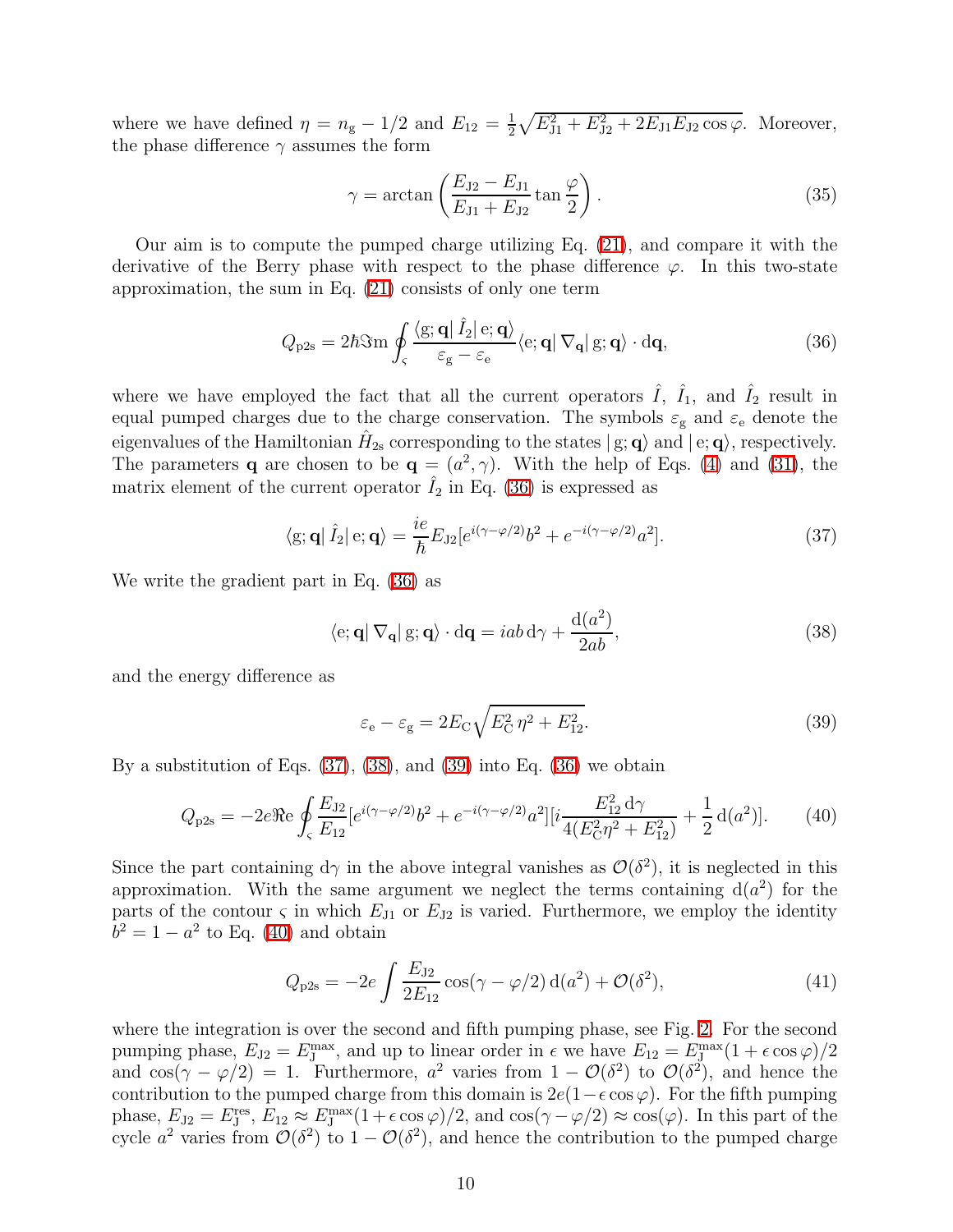where we have defined $\eta = n_\mathrm{g} - 1/2$ and $E_{12} = \frac{1}{2}\sqrt{E_{\mathrm{J}1}^2 + E_{\mathrm{J}2}^2 + 2E_{\mathrm{J}1}E_{\mathrm{J}2}\cos\varphi}$. Moreover, the phase difference $\gamma$ assumes the form

$$\gamma = \arctan\left(\frac{E_{\mathrm{J}2} - E_{\mathrm{J}1}}{E_{\mathrm{J}1} + E_{\mathrm{J}2}}\tan\frac{\varphi}{2}\right). \tag{35}$$

Our aim is to compute the pumped charge utilizing Eq. (21), and compare it with the derivative of the Berry phase with respect to the phase difference $\varphi$. In this two-state approximation, the sum in Eq. (21) consists of only one term

$$Q_{\mathrm{p2s}} = 2\hbar\Im\mathrm{m}\oint_\varsigma \frac{\langle \mathrm{g}; \mathbf{q}|\, \hat{I}_2 |\, \mathrm{e}; \mathbf{q}\rangle}{\varepsilon_\mathrm{g} - \varepsilon_\mathrm{e}} \langle \mathrm{e}; \mathbf{q}|\, \nabla_\mathbf{q} |\, \mathrm{g}; \mathbf{q}\rangle \cdot \mathrm{d}\mathbf{q}, \tag{36}$$

where we have employed the fact that all the current operators $\hat{I}$, $\hat{I}_1$, and $\hat{I}_2$ result in equal pumped charges due to the charge conservation. The symbols $\varepsilon_\mathrm{g}$ and $\varepsilon_\mathrm{e}$ denote the eigenvalues of the Hamiltonian $\hat{H}_{2\mathrm{s}}$ corresponding to the states $|\,\mathrm{g}; \mathbf{q}\rangle$ and $|\,\mathrm{e}; \mathbf{q}\rangle$, respectively. The parameters $\mathbf{q}$ are chosen to be $\mathbf{q} = (a^2, \gamma)$. With the help of Eqs. (4) and (31), the matrix element of the current operator $\hat{I}_2$ in Eq. (36) is expressed as

$$\langle \mathrm{g}; \mathbf{q}|\, \hat{I}_2 |\, \mathrm{e}; \mathbf{q}\rangle = \frac{ie}{\hbar} E_{\mathrm{J}2}[e^{i(\gamma - \varphi/2)}b^2 + e^{-i(\gamma-\varphi/2)}a^2]. \tag{37}$$

We write the gradient part in Eq. (36) as

$$\langle \mathrm{e}; \mathbf{q}|\, \nabla_\mathbf{q} |\, \mathrm{g}; \mathbf{q}\rangle \cdot \mathrm{d}\mathbf{q} = iab\, \mathrm{d}\gamma + \frac{\mathrm{d}(a^2)}{2ab}, \tag{38}$$

and the energy difference as

$$\varepsilon_\mathrm{e} - \varepsilon_\mathrm{g} = 2E_\mathrm{C}\sqrt{E_\mathrm{C}^2\,\eta^2 + E_{12}^2}. \tag{39}$$

By a substitution of Eqs. (37), (38), and (39) into Eq. (36) we obtain

$$Q_{\mathrm{p2s}} = -2e\Re\mathrm{e}\oint_\varsigma \frac{E_{\mathrm{J}2}}{E_{12}}[e^{i(\gamma-\varphi/2)}b^2 + e^{-i(\gamma-\varphi/2)}a^2][i\frac{E_{12}^2\,\mathrm{d}\gamma}{4(E_\mathrm{C}^2\eta^2 + E_{12}^2)} + \frac{1}{2}\,\mathrm{d}(a^2)]. \tag{40}$$

Since the part containing $\mathrm{d}\gamma$ in the above integral vanishes as $\mathcal{O}(\delta^2)$, it is neglected in this approximation. With the same argument we neglect the terms containing $\mathrm{d}(a^2)$ for the parts of the contour $\varsigma$ in which $E_{\mathrm{J}1}$ or $E_{\mathrm{J}2}$ is varied. Furthermore, we employ the identity $b^2 = 1 - a^2$ to Eq. (40) and obtain

$$Q_{\mathrm{p2s}} = -2e\int \frac{E_{\mathrm{J}2}}{2E_{12}}\cos(\gamma - \varphi/2)\,\mathrm{d}(a^2) + \mathcal{O}(\delta^2), \tag{41}$$

where the integration is over the second and fifth pumping phase, see Fig. 2. For the second pumping phase, $E_{\mathrm{J}2} = E_\mathrm{J}^\mathrm{max}$, and up to linear order in $\epsilon$ we have $E_{12} = E_\mathrm{J}^\mathrm{max}(1 + \epsilon\cos\varphi)/2$ and $\cos(\gamma - \varphi/2) = 1$. Furthermore, $a^2$ varies from $1 - \mathcal{O}(\delta^2)$ to $\mathcal{O}(\delta^2)$, and hence the contribution to the pumped charge from this domain is $2e(1 - \epsilon\cos\varphi)$. For the fifth pumping phase, $E_{\mathrm{J}2} = E_\mathrm{J}^\mathrm{res}$, $E_{12} \approx E_\mathrm{J}^\mathrm{max}(1 + \epsilon\cos\varphi)/2$, and $\cos(\gamma - \varphi/2) \approx \cos(\varphi)$. In this part of the cycle $a^2$ varies from $\mathcal{O}(\delta^2)$ to $1 - \mathcal{O}(\delta^2)$, and hence the contribution to the pumped charge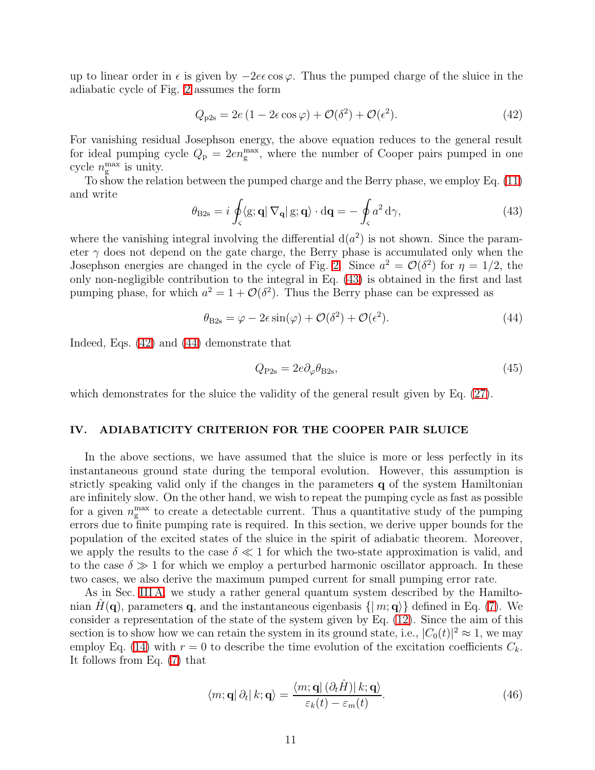up to linear order in $\epsilon$ is given by $-2e\epsilon\cos\varphi$. Thus the pumped charge of the sluice in the adiabatic cycle of Fig. 2 assumes the form

$$Q_{\mathrm{p2s}} = 2e\,(1 - 2\epsilon\cos\varphi) + \mathcal{O}(\delta^2) + \mathcal{O}(\epsilon^2). \tag{42}$$

For vanishing residual Josephson energy, the above equation reduces to the general result for ideal pumping cycle $Q_{\mathrm{p}} = 2en_{\mathrm{g}}^{\max}$, where the number of Cooper pairs pumped in one cycle $n_{\mathrm{g}}^{\max}$ is unity.

To show the relation between the pumped charge and the Berry phase, we employ Eq. (11) and write

$$\theta_{\mathrm{B2s}} = i\oint_{\varsigma}\langle \mathrm{g};\mathbf{q}|\,\nabla_{\mathbf{q}}|\,\mathrm{g};\mathbf{q}\rangle\cdot \mathrm{d}\mathbf{q} = -\oint_{\varsigma} a^2\,\mathrm{d}\gamma, \tag{43}$$

where the vanishing integral involving the differential $\mathrm{d}(a^2)$ is not shown. Since the parameter $\gamma$ does not depend on the gate charge, the Berry phase is accumulated only when the Josephson energies are changed in the cycle of Fig. 2. Since $a^2 = \mathcal{O}(\delta^2)$ for $\eta = 1/2$, the only non-negligible contribution to the integral in Eq. (43) is obtained in the first and last pumping phase, for which $a^2 = 1 + \mathcal{O}(\delta^2)$. Thus the Berry phase can be expressed as

$$\theta_{\mathrm{B2s}} = \varphi - 2\epsilon\sin(\varphi) + \mathcal{O}(\delta^2) + \mathcal{O}(\epsilon^2). \tag{44}$$

Indeed, Eqs. (42) and (44) demonstrate that

$$Q_{\mathrm{P2s}} = 2e\partial_{\varphi}\theta_{\mathrm{B2s}}, \tag{45}$$

which demonstrates for the sluice the validity of the general result given by Eq. (27).

## IV. ADIABATICITY CRITERION FOR THE COOPER PAIR SLUICE

In the above sections, we have assumed that the sluice is more or less perfectly in its instantaneous ground state during the temporal evolution. However, this assumption is strictly speaking valid only if the changes in the parameters $\mathbf{q}$ of the system Hamiltonian are infinitely slow. On the other hand, we wish to repeat the pumping cycle as fast as possible for a given $n_{\mathrm{g}}^{\max}$ to create a detectable current. Thus a quantitative study of the pumping errors due to finite pumping rate is required. In this section, we derive upper bounds for the population of the excited states of the sluice in the spirit of adiabatic theorem. Moreover, we apply the results to the case $\delta \ll 1$ for which the two-state approximation is valid, and to the case $\delta \gg 1$ for which we employ a perturbed harmonic oscillator approach. In these two cases, we also derive the maximum pumped current for small pumping error rate.

As in Sec. III A, we study a rather general quantum system described by the Hamiltonian $\hat{H}(\mathbf{q})$, parameters $\mathbf{q}$, and the instantaneous eigenbasis $\{|\,m;\mathbf{q}\rangle\}$ defined in Eq. (7). We consider a representation of the state of the system given by Eq. (12). Since the aim of this section is to show how we can retain the system in its ground state, i.e., $|C_0(t)|^2 \approx 1$, we may employ Eq. (14) with $r = 0$ to describe the time evolution of the excitation coefficients $C_k$. It follows from Eq. (7) that

$$\langle m;\mathbf{q}|\,\partial_t|\,k;\mathbf{q}\rangle = \frac{\langle m;\mathbf{q}|\,(\partial_t\hat{H})|\,k;\mathbf{q}\rangle}{\varepsilon_k(t) - \varepsilon_m(t)}. \tag{46}$$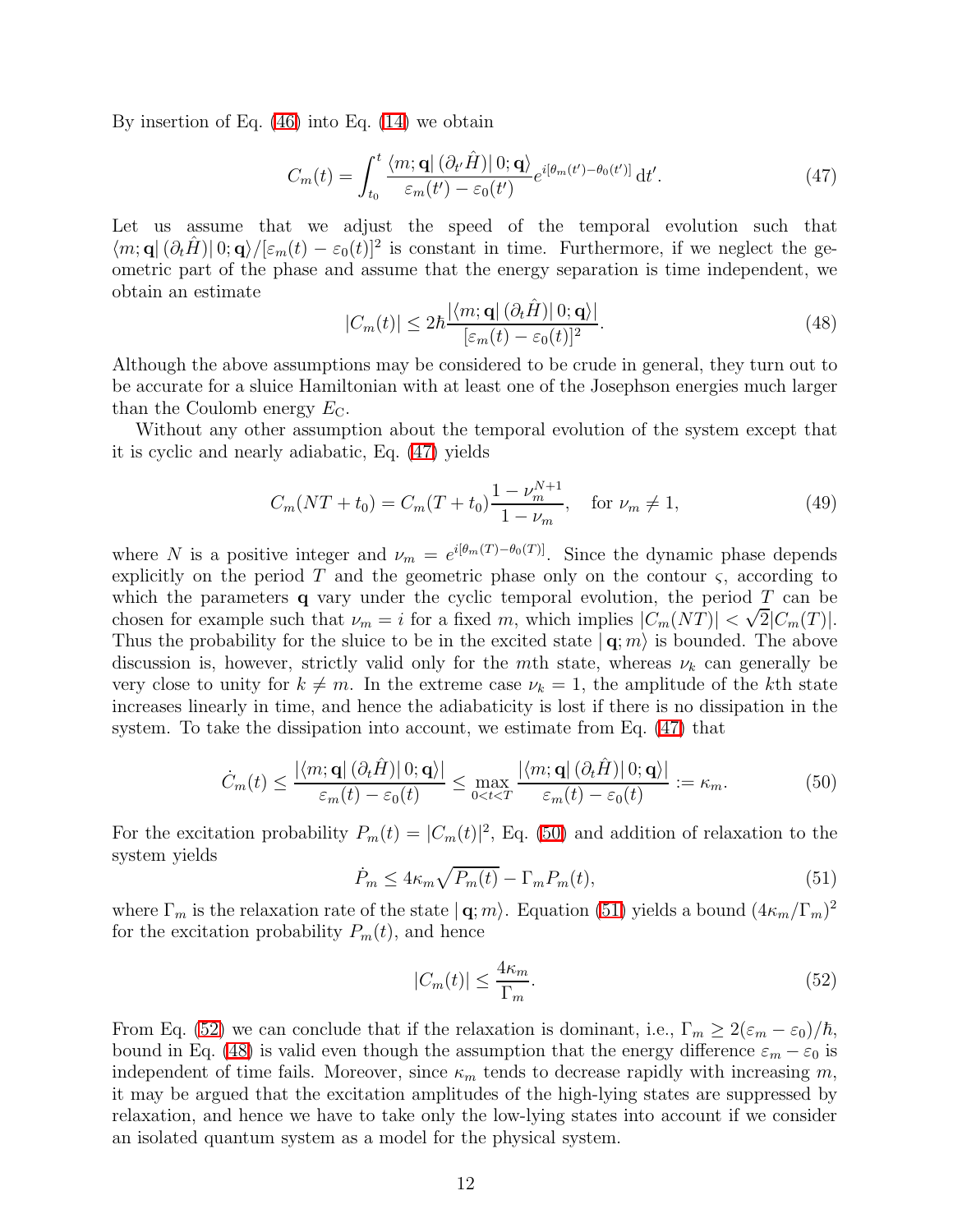By insertion of Eq. (46) into Eq. (14) we obtain

$$C_m(t) = \int_{t_0}^{t} \frac{\langle m; \mathbf{q}|\,(\partial_{t'}\hat{H})|\,0; \mathbf{q}\rangle}{\varepsilon_m(t') - \varepsilon_0(t')} e^{i[\theta_m(t')-\theta_0(t')]}\,\mathrm{d}t'. \tag{47}$$

Let us assume that we adjust the speed of the temporal evolution such that $\langle m; \mathbf{q}|\,(\partial_t\hat{H})|\,0; \mathbf{q}\rangle/[\varepsilon_m(t) - \varepsilon_0(t)]^2$ is constant in time. Furthermore, if we neglect the geometric part of the phase and assume that the energy separation is time independent, we obtain an estimate

$$|C_m(t)| \leq 2\hbar \frac{|\langle m; \mathbf{q}|\,(\partial_t\hat{H})|\,0; \mathbf{q}\rangle|}{[\varepsilon_m(t) - \varepsilon_0(t)]^2}. \tag{48}$$

Although the above assumptions may be considered to be crude in general, they turn out to be accurate for a sluice Hamiltonian with at least one of the Josephson energies much larger than the Coulomb energy $E_\mathrm{C}$.

Without any other assumption about the temporal evolution of the system except that it is cyclic and nearly adiabatic, Eq. (47) yields

$$C_m(NT + t_0) = C_m(T + t_0)\frac{1 - \nu_m^{N+1}}{1 - \nu_m}, \quad \text{for } \nu_m \neq 1, \tag{49}$$

where $N$ is a positive integer and $\nu_m = e^{i[\theta_m(T)-\theta_0(T)]}$. Since the dynamic phase depends explicitly on the period $T$ and the geometric phase only on the contour $\varsigma$, according to which the parameters $\mathbf{q}$ vary under the cyclic temporal evolution, the period $T$ can be chosen for example such that $\nu_m = i$ for a fixed $m$, which implies $|C_m(NT)| < \sqrt{2}|C_m(T)|$. Thus the probability for the sluice to be in the excited state $|\,\mathbf{q}; m\rangle$ is bounded. The above discussion is, however, strictly valid only for the $m$th state, whereas $\nu_k$ can generally be very close to unity for $k \neq m$. In the extreme case $\nu_k = 1$, the amplitude of the $k$th state increases linearly in time, and hence the adiabaticity is lost if there is no dissipation in the system. To take the dissipation into account, we estimate from Eq. (47) that

$$\dot{C}_m(t) \leq \frac{|\langle m; \mathbf{q}|\,(\partial_t\hat{H})|\,0; \mathbf{q}\rangle|}{\varepsilon_m(t) - \varepsilon_0(t)} \leq \max_{0<t<T} \frac{|\langle m; \mathbf{q}|\,(\partial_t\hat{H})|\,0; \mathbf{q}\rangle|}{\varepsilon_m(t) - \varepsilon_0(t)} := \kappa_m. \tag{50}$$

For the excitation probability $P_m(t) = |C_m(t)|^2$, Eq. (50) and addition of relaxation to the system yields

$$\dot{P}_m \leq 4\kappa_m\sqrt{P_m(t)} - \Gamma_m P_m(t), \tag{51}$$

where $\Gamma_m$ is the relaxation rate of the state $|\,\mathbf{q}; m\rangle$. Equation (51) yields a bound $(4\kappa_m/\Gamma_m)^2$ for the excitation probability $P_m(t)$, and hence

$$|C_m(t)| \leq \frac{4\kappa_m}{\Gamma_m}. \tag{52}$$

From Eq. (52) we can conclude that if the relaxation is dominant, i.e., $\Gamma_m \geq 2(\varepsilon_m - \varepsilon_0)/\hbar$, bound in Eq. (48) is valid even though the assumption that the energy difference $\varepsilon_m - \varepsilon_0$ is independent of time fails. Moreover, since $\kappa_m$ tends to decrease rapidly with increasing $m$, it may be argued that the excitation amplitudes of the high-lying states are suppressed by relaxation, and hence we have to take only the low-lying states into account if we consider an isolated quantum system as a model for the physical system.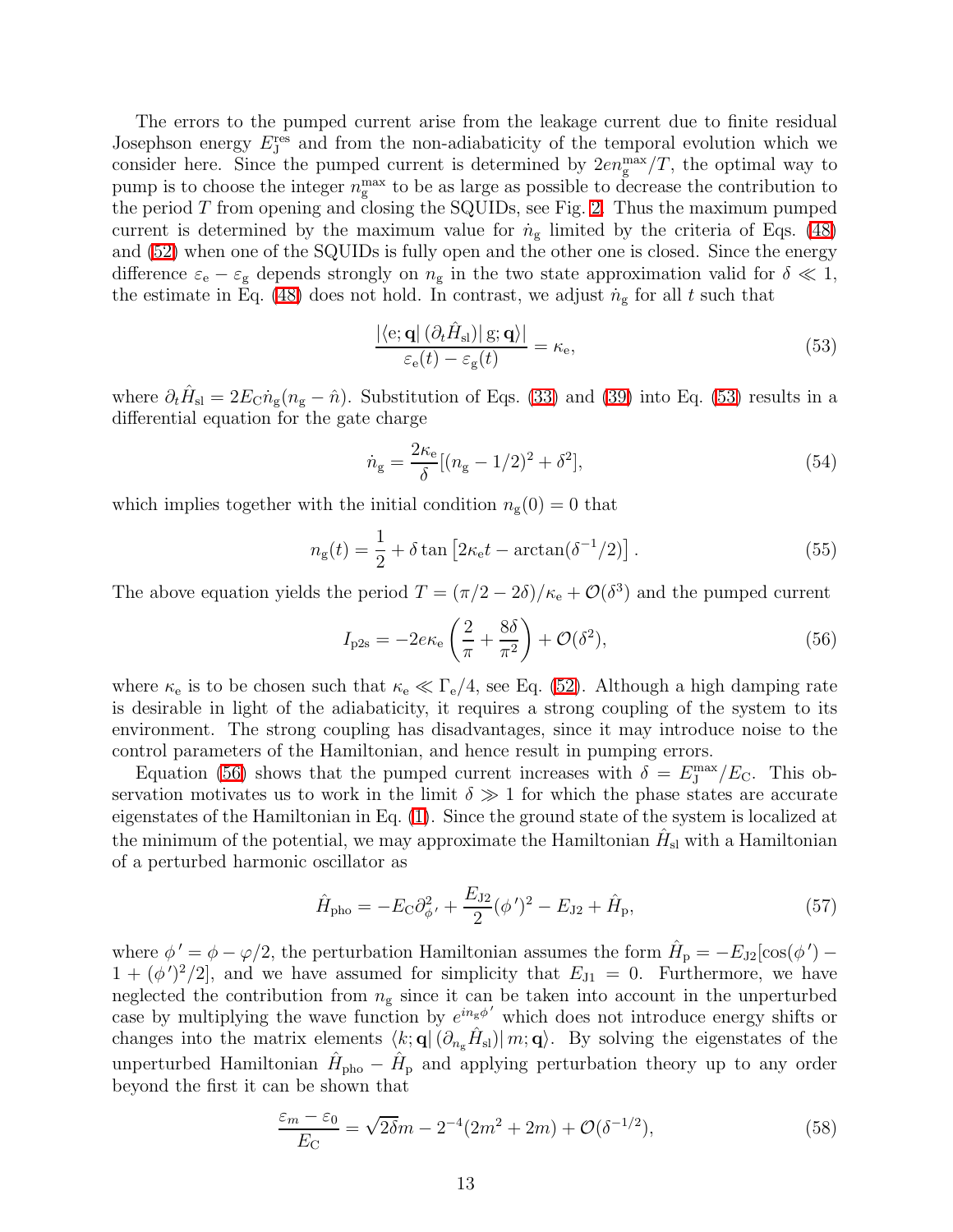The errors to the pumped current arise from the leakage current due to finite residual Josephson energy $E_{\rm J}^{\rm res}$ and from the non-adiabaticity of the temporal evolution which we consider here. Since the pumped current is determined by $2en_{\rm g}^{\rm max}/T$, the optimal way to pump is to choose the integer $n_{\rm g}^{\rm max}$ to be as large as possible to decrease the contribution to the period $T$ from opening and closing the SQUIDs, see Fig. 2. Thus the maximum pumped current is determined by the maximum value for $\dot{n}_{\rm g}$ limited by the criteria of Eqs. (48) and (52) when one of the SQUIDs is fully open and the other one is closed. Since the energy difference $\varepsilon_{\rm e} - \varepsilon_{\rm g}$ depends strongly on $n_{\rm g}$ in the two state approximation valid for $\delta \ll 1$, the estimate in Eq. (48) does not hold. In contrast, we adjust $\dot{n}_{\rm g}$ for all $t$ such that

$$\frac{|\langle {\rm e}; \mathbf{q}| (\partial_t \hat{H}_{\rm sl}) | {\rm g}; \mathbf{q}\rangle|}{\varepsilon_{\rm e}(t) - \varepsilon_{\rm g}(t)} = \kappa_{\rm e}, \tag{53}$$

where $\partial_t \hat{H}_{\rm sl} = 2E_{\rm C}\dot{n}_{\rm g}(n_{\rm g} - \hat{n})$. Substitution of Eqs. (33) and (39) into Eq. (53) results in a differential equation for the gate charge

$$\dot{n}_{\rm g} = \frac{2\kappa_{\rm e}}{\delta}[(n_{\rm g} - 1/2)^2 + \delta^2], \tag{54}$$

which implies together with the initial condition $n_{\rm g}(0) = 0$ that

$$n_{\rm g}(t) = \frac{1}{2} + \delta \tan\left[2\kappa_{\rm e} t - \arctan(\delta^{-1}/2)\right]. \tag{55}$$

The above equation yields the period $T = (\pi/2 - 2\delta)/\kappa_{\rm e} + \mathcal{O}(\delta^3)$ and the pumped current

$$I_{\rm p2s} = -2e\kappa_{\rm e}\left(\frac{2}{\pi} + \frac{8\delta}{\pi^2}\right) + \mathcal{O}(\delta^2), \tag{56}$$

where $\kappa_{\rm e}$ is to be chosen such that $\kappa_{\rm e} \ll \Gamma_{\rm e}/4$, see Eq. (52). Although a high damping rate is desirable in light of the adiabaticity, it requires a strong coupling of the system to its environment. The strong coupling has disadvantages, since it may introduce noise to the control parameters of the Hamiltonian, and hence result in pumping errors.

Equation (56) shows that the pumped current increases with $\delta = E_{\rm J}^{\rm max}/E_{\rm C}$. This observation motivates us to work in the limit $\delta \gg 1$ for which the phase states are accurate eigenstates of the Hamiltonian in Eq. (1). Since the ground state of the system is localized at the minimum of the potential, we may approximate the Hamiltonian $\hat{H}_{\rm sl}$ with a Hamiltonian of a perturbed harmonic oscillator as

$$\hat{H}_{\rm pho} = -E_{\rm C}\partial^2_{\phi'} + \frac{E_{\rm J2}}{2}(\phi')^2 - E_{\rm J2} + \hat{H}_{\rm p}, \tag{57}$$

where $\phi' = \phi - \varphi/2$, the perturbation Hamiltonian assumes the form $\hat{H}_{\rm p} = -E_{\rm J2}[\cos(\phi') - 1 + (\phi')^2/2]$, and we have assumed for simplicity that $E_{\rm J1} = 0$. Furthermore, we have neglected the contribution from $n_{\rm g}$ since it can be taken into account in the unperturbed case by multiplying the wave function by $e^{in_{\rm g}\phi'}$ which does not introduce energy shifts or changes into the matrix elements $\langle k; \mathbf{q}| (\partial_{n_{\rm g}} \hat{H}_{\rm sl}) | m; \mathbf{q}\rangle$. By solving the eigenstates of the unperturbed Hamiltonian $\hat{H}_{\rm pho} - \hat{H}_{\rm p}$ and applying perturbation theory up to any order beyond the first it can be shown that

$$\frac{\varepsilon_m - \varepsilon_0}{E_{\rm C}} = \sqrt{2\delta}m - 2^{-4}(2m^2 + 2m) + \mathcal{O}(\delta^{-1/2}), \tag{58}$$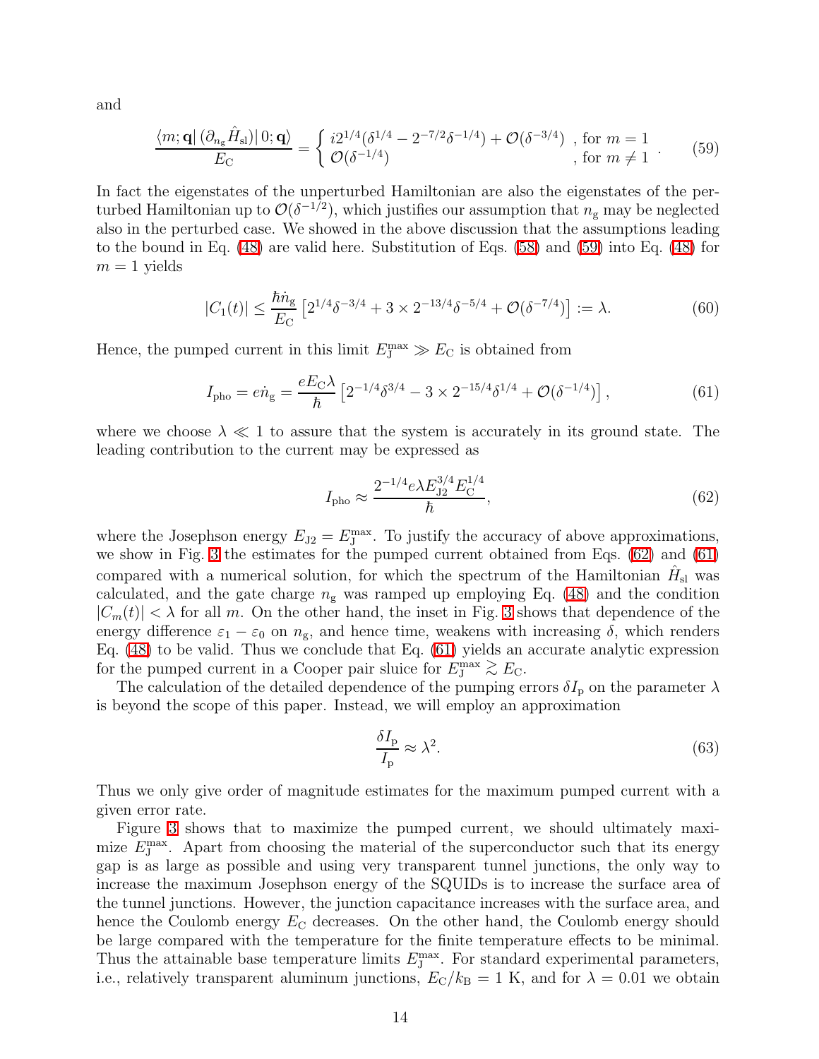and

$$\frac{\langle m;\mathbf{q}|\,(\partial_{n_\mathrm{g}}\hat{H}_\mathrm{sl})\,|0;\mathbf{q}\rangle}{E_\mathrm{C}} = \begin{cases} i2^{1/4}(\delta^{1/4} - 2^{-7/2}\delta^{-1/4}) + \mathcal{O}(\delta^{-3/4}) & \text{, for } m=1 \\ \mathcal{O}(\delta^{-1/4}) & \text{, for } m \neq 1 \end{cases}. \tag{59}$$

In fact the eigenstates of the unperturbed Hamiltonian are also the eigenstates of the perturbed Hamiltonian up to $\mathcal{O}(\delta^{-1/2})$, which justifies our assumption that $n_\mathrm{g}$ may be neglected also in the perturbed case. We showed in the above discussion that the assumptions leading to the bound in Eq. (48) are valid here. Substitution of Eqs. (58) and (59) into Eq. (48) for $m=1$ yields

$$|C_1(t)| \leq \frac{\hbar \dot{n}_\mathrm{g}}{E_\mathrm{C}}\left[2^{1/4}\delta^{-3/4} + 3\times 2^{-13/4}\delta^{-5/4} + \mathcal{O}(\delta^{-7/4})\right] := \lambda. \tag{60}$$

Hence, the pumped current in this limit $E_\mathrm{J}^\mathrm{max} \gg E_\mathrm{C}$ is obtained from

$$I_\mathrm{pho} = e\dot{n}_\mathrm{g} = \frac{eE_\mathrm{C}\lambda}{\hbar}\left[2^{-1/4}\delta^{3/4} - 3\times 2^{-15/4}\delta^{1/4} + \mathcal{O}(\delta^{-1/4})\right], \tag{61}$$

where we choose $\lambda \ll 1$ to assure that the system is accurately in its ground state. The leading contribution to the current may be expressed as

$$I_\mathrm{pho} \approx \frac{2^{-1/4}e\lambda E_\mathrm{J2}^{3/4}E_\mathrm{C}^{1/4}}{\hbar}, \tag{62}$$

where the Josephson energy $E_\mathrm{J2} = E_\mathrm{J}^\mathrm{max}$. To justify the accuracy of above approximations, we show in Fig. 3 the estimates for the pumped current obtained from Eqs. (62) and (61) compared with a numerical solution, for which the spectrum of the Hamiltonian $\hat{H}_\mathrm{sl}$ was calculated, and the gate charge $n_\mathrm{g}$ was ramped up employing Eq. (48) and the condition $|C_m(t)| < \lambda$ for all $m$. On the other hand, the inset in Fig. 3 shows that dependence of the energy difference $\varepsilon_1 - \varepsilon_0$ on $n_\mathrm{g}$, and hence time, weakens with increasing $\delta$, which renders Eq. (48) to be valid. Thus we conclude that Eq. (61) yields an accurate analytic expression for the pumped current in a Cooper pair sluice for $E_\mathrm{J}^\mathrm{max} \gtrsim E_\mathrm{C}$.

The calculation of the detailed dependence of the pumping errors $\delta I_\mathrm{p}$ on the parameter $\lambda$ is beyond the scope of this paper. Instead, we will employ an approximation

$$\frac{\delta I_\mathrm{p}}{I_\mathrm{p}} \approx \lambda^2. \tag{63}$$

Thus we only give order of magnitude estimates for the maximum pumped current with a given error rate.

Figure 3 shows that to maximize the pumped current, we should ultimately maximize $E_\mathrm{J}^\mathrm{max}$. Apart from choosing the material of the superconductor such that its energy gap is as large as possible and using very transparent tunnel junctions, the only way to increase the maximum Josephson energy of the SQUIDs is to increase the surface area of the tunnel junctions. However, the junction capacitance increases with the surface area, and hence the Coulomb energy $E_\mathrm{C}$ decreases. On the other hand, the Coulomb energy should be large compared with the temperature for the finite temperature effects to be minimal. Thus the attainable base temperature limits $E_\mathrm{J}^\mathrm{max}$. For standard experimental parameters, i.e., relatively transparent aluminum junctions, $E_\mathrm{C}/k_\mathrm{B} = 1$ K, and for $\lambda = 0.01$ we obtain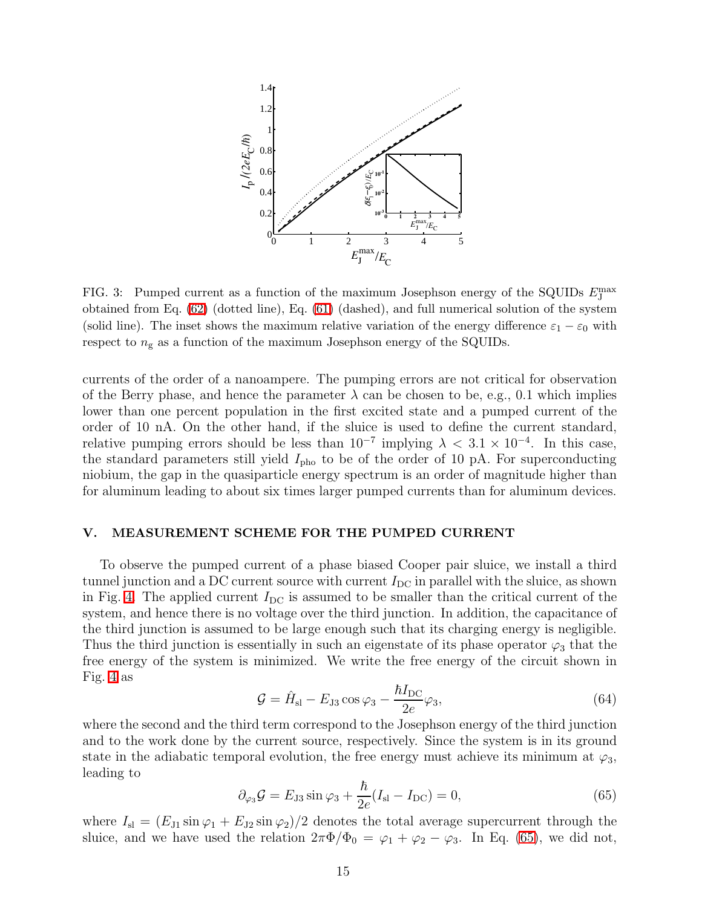FIG. 3: Pumped current as a function of the maximum Josephson energy of the SQUIDs $E_{\rm J}^{\rm max}$ obtained from Eq. (62) (dotted line), Eq. (61) (dashed), and full numerical solution of the system (solid line). The inset shows the maximum relative variation of the energy difference $\varepsilon_1 - \varepsilon_0$ with respect to $n_{\rm g}$ as a function of the maximum Josephson energy of the SQUIDs.

currents of the order of a nanoampere. The pumping errors are not critical for observation of the Berry phase, and hence the parameter $\lambda$ can be chosen to be, e.g., 0.1 which implies lower than one percent population in the first excited state and a pumped current of the order of 10 nA. On the other hand, if the sluice is used to define the current standard, relative pumping errors should be less than $10^{-7}$ implying $\lambda < 3.1 \times 10^{-4}$. In this case, the standard parameters still yield $I_{\rm pho}$ to be of the order of 10 pA. For superconducting niobium, the gap in the quasiparticle energy spectrum is an order of magnitude higher than for aluminum leading to about six times larger pumped currents than for aluminum devices.

## V. MEASUREMENT SCHEME FOR THE PUMPED CURRENT

To observe the pumped current of a phase biased Cooper pair sluice, we install a third tunnel junction and a DC current source with current $I_{\rm DC}$ in parallel with the sluice, as shown in Fig. 4. The applied current $I_{\rm DC}$ is assumed to be smaller than the critical current of the system, and hence there is no voltage over the third junction. In addition, the capacitance of the third junction is assumed to be large enough such that its charging energy is negligible. Thus the third junction is essentially in such an eigenstate of its phase operator $\varphi_3$ that the free energy of the system is minimized. We write the free energy of the circuit shown in Fig. 4 as

$$\mathcal{G} = \hat{H}_{\rm sl} - E_{\rm J3}\cos\varphi_3 - \frac{\hbar I_{\rm DC}}{2e}\varphi_3, \tag{64}$$

where the second and the third term correspond to the Josephson energy of the third junction and to the work done by the current source, respectively. Since the system is in its ground state in the adiabatic temporal evolution, the free energy must achieve its minimum at $\varphi_3$, leading to

$$\partial_{\varphi_3}\mathcal{G} = E_{\rm J3}\sin\varphi_3 + \frac{\hbar}{2e}(I_{\rm sl} - I_{\rm DC}) = 0, \tag{65}$$

where $I_{\rm sl} = (E_{\rm J1}\sin\varphi_1 + E_{\rm J2}\sin\varphi_2)/2$ denotes the total average supercurrent through the sluice, and we have used the relation $2\pi\Phi/\Phi_0 = \varphi_1 + \varphi_2 - \varphi_3$. In Eq. (65), we did not,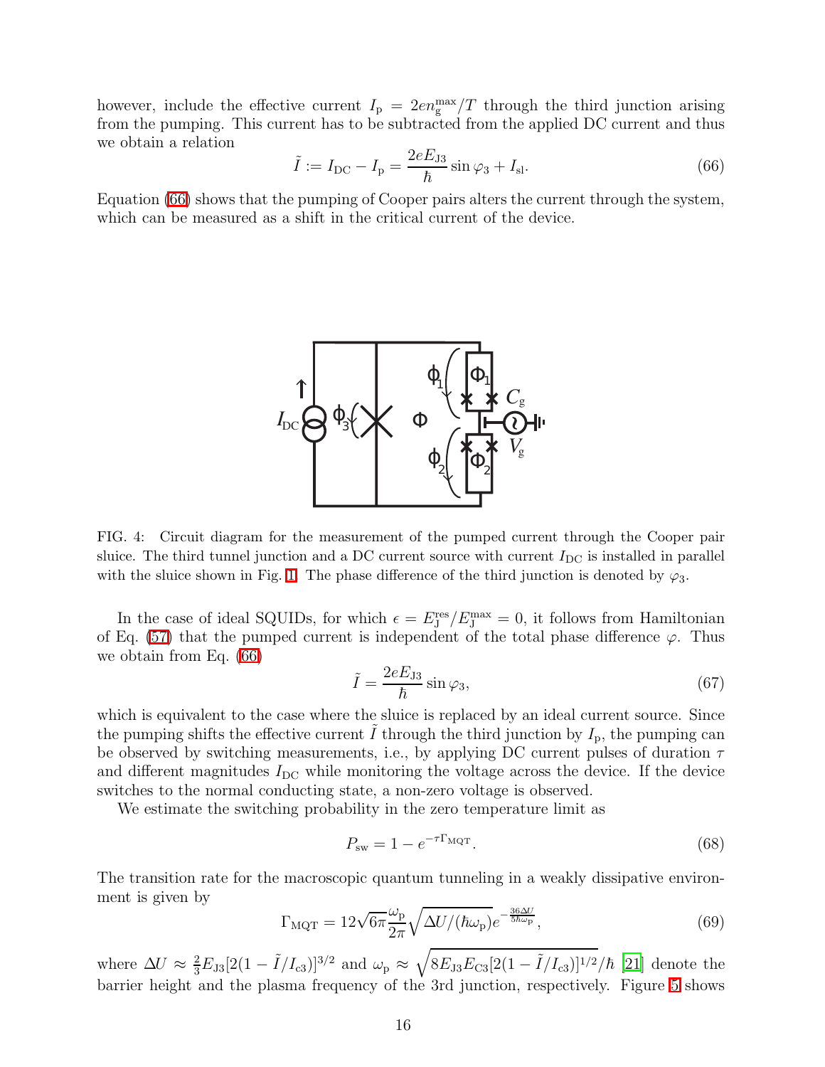however, include the effective current $I_{\rm p} = 2en_{\rm g}^{\rm max}/T$ through the third junction arising from the pumping. This current has to be subtracted from the applied DC current and thus we obtain a relation

$$\tilde{I} := I_{\rm DC} - I_{\rm p} = \frac{2eE_{\rm J3}}{\hbar}\sin\varphi_3 + I_{\rm sl}. \tag{66}$$

Equation (66) shows that the pumping of Cooper pairs alters the current through the system, which can be measured as a shift in the critical current of the device.

FIG. 4: Circuit diagram for the measurement of the pumped current through the Cooper pair sluice. The third tunnel junction and a DC current source with current $I_{\rm DC}$ is installed in parallel with the sluice shown in Fig. 1. The phase difference of the third junction is denoted by $\varphi_3$.

In the case of ideal SQUIDs, for which $\epsilon = E_{\rm J}^{\rm res}/E_{\rm J}^{\rm max} = 0$, it follows from Hamiltonian of Eq. (57) that the pumped current is independent of the total phase difference $\varphi$. Thus we obtain from Eq. (66)

$$\tilde{I} = \frac{2eE_{\rm J3}}{\hbar}\sin\varphi_3, \tag{67}$$

which is equivalent to the case where the sluice is replaced by an ideal current source. Since the pumping shifts the effective current $\tilde{I}$ through the third junction by $I_{\rm p}$, the pumping can be observed by switching measurements, i.e., by applying DC current pulses of duration $\tau$ and different magnitudes $I_{\rm DC}$ while monitoring the voltage across the device. If the device switches to the normal conducting state, a non-zero voltage is observed.

We estimate the switching probability in the zero temperature limit as

$$P_{\rm sw} = 1 - e^{-\tau\Gamma_{\rm MQT}}. \tag{68}$$

The transition rate for the macroscopic quantum tunneling in a weakly dissipative environment is given by

$$\Gamma_{\rm MQT} = 12\sqrt{6\pi}\frac{\omega_{\rm p}}{2\pi}\sqrt{\Delta U/(\hbar\omega_{\rm p})}\,e^{-\frac{36\Delta U}{5\hbar\omega_{\rm p}}}, \tag{69}$$

where $\Delta U \approx \frac{2}{3}E_{\rm J3}[2(1-\tilde{I}/I_{\rm c3})]^{3/2}$ and $\omega_{\rm p} \approx \sqrt{8E_{\rm J3}E_{\rm C3}[2(1-\tilde{I}/I_{\rm c3})]^{1/2}}/\hbar$ [21] denote the barrier height and the plasma frequency of the 3rd junction, respectively. Figure 5 shows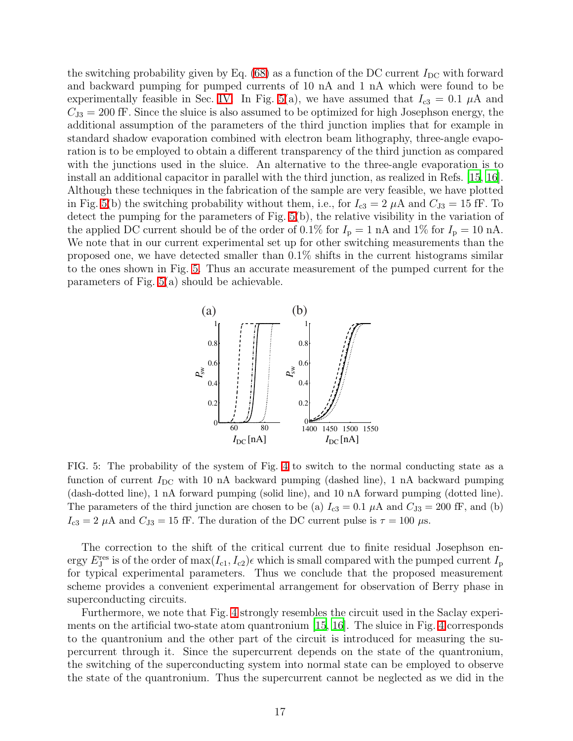the switching probability given by Eq. (68) as a function of the DC current $I_{\mathrm{DC}}$ with forward and backward pumping for pumped currents of 10 nA and 1 nA which were found to be experimentally feasible in Sec. IV. In Fig. 5(a), we have assumed that $I_{\mathrm{c3}} = 0.1$ $\mu$A and $C_{\mathrm{J3}} = 200$ fF. Since the sluice is also assumed to be optimized for high Josephson energy, the additional assumption of the parameters of the third junction implies that for example in standard shadow evaporation combined with electron beam lithography, three-angle evaporation is to be employed to obtain a different transparency of the third junction as compared with the junctions used in the sluice. An alternative to the three-angle evaporation is to install an additional capacitor in parallel with the third junction, as realized in Refs. [15, 16]. Although these techniques in the fabrication of the sample are very feasible, we have plotted in Fig. 5(b) the switching probability without them, i.e., for $I_{\mathrm{c3}} = 2$ $\mu$A and $C_{\mathrm{J3}} = 15$ fF. To detect the pumping for the parameters of Fig. 5(b), the relative visibility in the variation of the applied DC current should be of the order of 0.1% for $I_{\mathrm{p}} = 1$ nA and 1% for $I_{\mathrm{p}} = 10$ nA. We note that in our current experimental set up for other switching measurements than the proposed one, we have detected smaller than 0.1% shifts in the current histograms similar to the ones shown in Fig. 5. Thus an accurate measurement of the pumped current for the parameters of Fig. 5(a) should be achievable.

FIG. 5: The probability of the system of Fig. 4 to switch to the normal conducting state as a function of current $I_{\mathrm{DC}}$ with 10 nA backward pumping (dashed line), 1 nA backward pumping (dash-dotted line), 1 nA forward pumping (solid line), and 10 nA forward pumping (dotted line). The parameters of the third junction are chosen to be (a) $I_{\mathrm{c3}} = 0.1$ $\mu$A and $C_{\mathrm{J3}} = 200$ fF, and (b) $I_{\mathrm{c3}} = 2$ $\mu$A and $C_{\mathrm{J3}} = 15$ fF. The duration of the DC current pulse is $\tau = 100$ $\mu$s.

The correction to the shift of the critical current due to finite residual Josephson energy $E_{\mathrm{J}}^{\mathrm{res}}$ is of the order of $\max(I_{\mathrm{c1}}, I_{\mathrm{c2}})\epsilon$ which is small compared with the pumped current $I_{\mathrm{p}}$ for typical experimental parameters. Thus we conclude that the proposed measurement scheme provides a convenient experimental arrangement for observation of Berry phase in superconducting circuits.

Furthermore, we note that Fig. 4 strongly resembles the circuit used in the Saclay experiments on the artificial two-state atom quantronium [15, 16]. The sluice in Fig. 4 corresponds to the quantronium and the other part of the circuit is introduced for measuring the supercurrent through it. Since the supercurrent depends on the state of the quantronium, the switching of the superconducting system into normal state can be employed to observe the state of the quantronium. Thus the supercurrent cannot be neglected as we did in the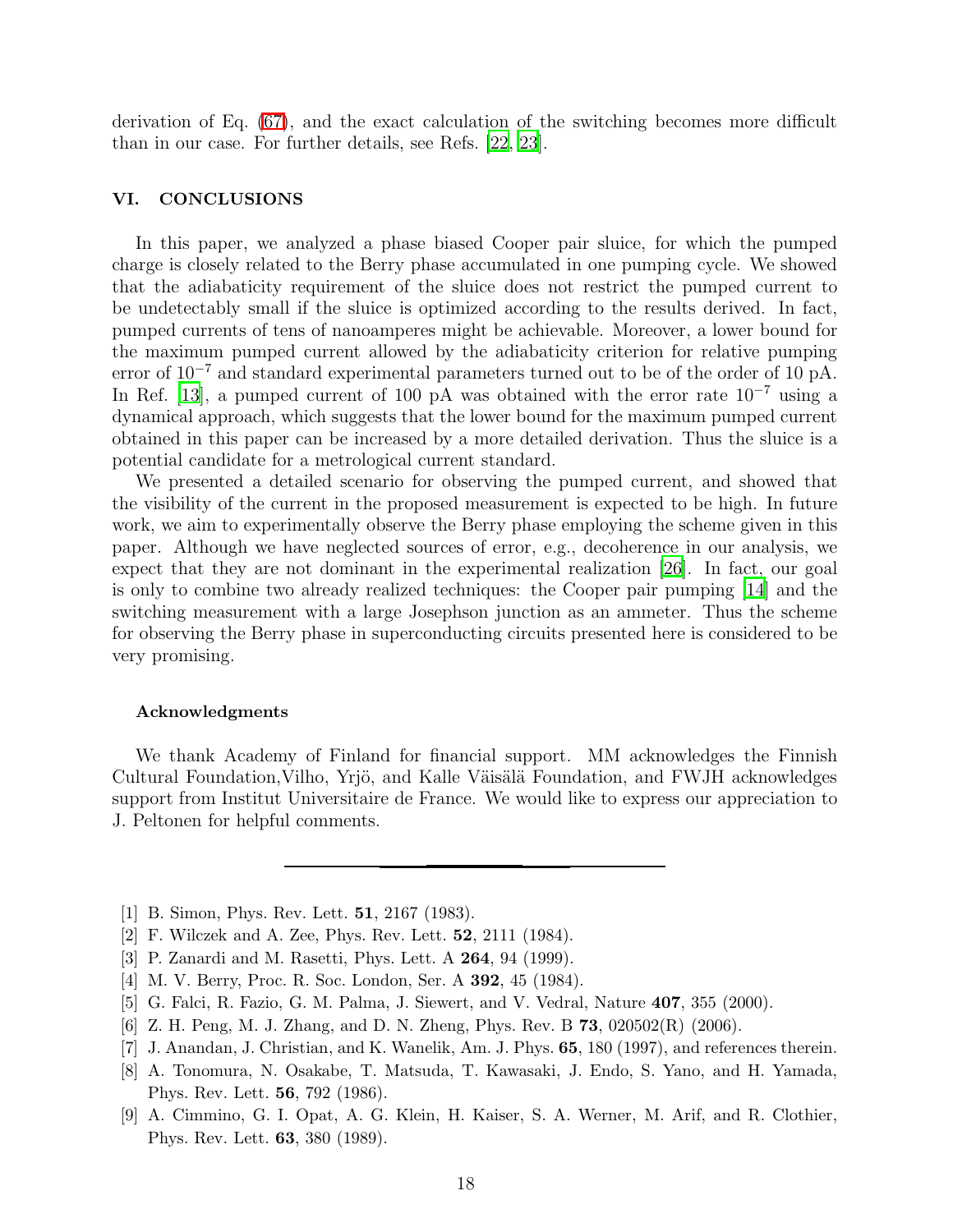derivation of Eq. (67), and the exact calculation of the switching becomes more difficult than in our case. For further details, see Refs. [22, 23].

## VI. CONCLUSIONS

In this paper, we analyzed a phase biased Cooper pair sluice, for which the pumped charge is closely related to the Berry phase accumulated in one pumping cycle. We showed that the adiabaticity requirement of the sluice does not restrict the pumped current to be undetectably small if the sluice is optimized according to the results derived. In fact, pumped currents of tens of nanoamperes might be achievable. Moreover, a lower bound for the maximum pumped current allowed by the adiabaticity criterion for relative pumping error of $10^{-7}$ and standard experimental parameters turned out to be of the order of 10 pA. In Ref. [13], a pumped current of 100 pA was obtained with the error rate $10^{-7}$ using a dynamical approach, which suggests that the lower bound for the maximum pumped current obtained in this paper can be increased by a more detailed derivation. Thus the sluice is a potential candidate for a metrological current standard.

We presented a detailed scenario for observing the pumped current, and showed that the visibility of the current in the proposed measurement is expected to be high. In future work, we aim to experimentally observe the Berry phase employing the scheme given in this paper. Although we have neglected sources of error, e.g., decoherence in our analysis, we expect that they are not dominant in the experimental realization [26]. In fact, our goal is only to combine two already realized techniques: the Cooper pair pumping [14] and the switching measurement with a large Josephson junction as an ammeter. Thus the scheme for observing the Berry phase in superconducting circuits presented here is considered to be very promising.

### Acknowledgments

We thank Academy of Finland for financial support. MM acknowledges the Finnish Cultural Foundation,Vilho, Yrjö, and Kalle Väisälä Foundation, and FWJH acknowledges support from Institut Universitaire de France. We would like to express our appreciation to J. Peltonen for helpful comments.

---

[1] B. Simon, Phys. Rev. Lett. **51**, 2167 (1983).

[2] F. Wilczek and A. Zee, Phys. Rev. Lett. **52**, 2111 (1984).

[3] P. Zanardi and M. Rasetti, Phys. Lett. A **264**, 94 (1999).

[4] M. V. Berry, Proc. R. Soc. London, Ser. A **392**, 45 (1984).

[5] G. Falci, R. Fazio, G. M. Palma, J. Siewert, and V. Vedral, Nature **407**, 355 (2000).

[6] Z. H. Peng, M. J. Zhang, and D. N. Zheng, Phys. Rev. B **73**, 020502(R) (2006).

[7] J. Anandan, J. Christian, and K. Wanelik, Am. J. Phys. **65**, 180 (1997), and references therein.

[8] A. Tonomura, N. Osakabe, T. Matsuda, T. Kawasaki, J. Endo, S. Yano, and H. Yamada, Phys. Rev. Lett. **56**, 792 (1986).

[9] A. Cimmino, G. I. Opat, A. G. Klein, H. Kaiser, S. A. Werner, M. Arif, and R. Clothier, Phys. Rev. Lett. **63**, 380 (1989).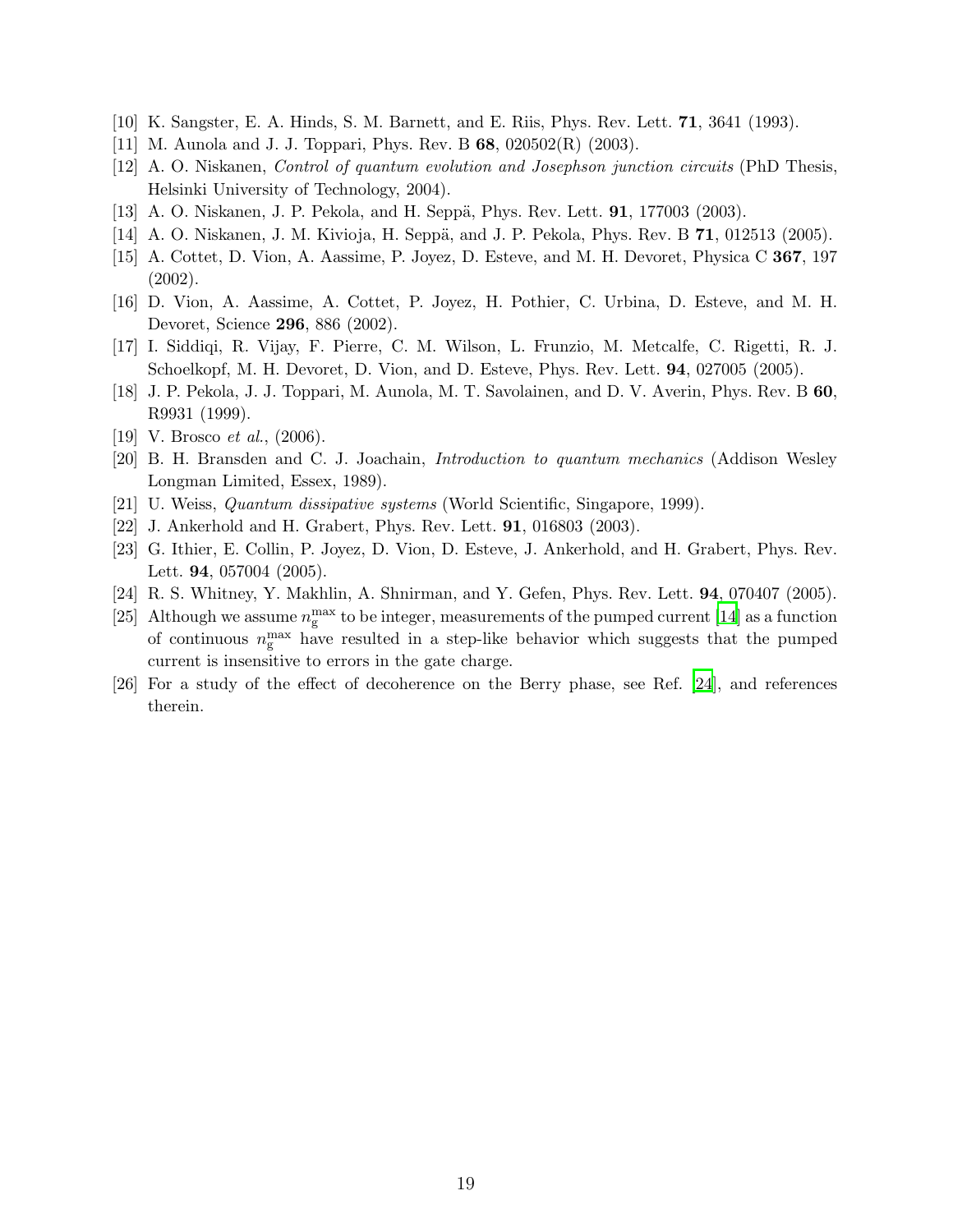[10] K. Sangster, E. A. Hinds, S. M. Barnett, and E. Riis, Phys. Rev. Lett. **71**, 3641 (1993).

[11] M. Aunola and J. J. Toppari, Phys. Rev. B **68**, 020502(R) (2003).

[12] A. O. Niskanen, *Control of quantum evolution and Josephson junction circuits* (PhD Thesis, Helsinki University of Technology, 2004).

[13] A. O. Niskanen, J. P. Pekola, and H. Seppä, Phys. Rev. Lett. **91**, 177003 (2003).

[14] A. O. Niskanen, J. M. Kivioja, H. Seppä, and J. P. Pekola, Phys. Rev. B **71**, 012513 (2005).

[15] A. Cottet, D. Vion, A. Aassime, P. Joyez, D. Esteve, and M. H. Devoret, Physica C **367**, 197 (2002).

[16] D. Vion, A. Aassime, A. Cottet, P. Joyez, H. Pothier, C. Urbina, D. Esteve, and M. H. Devoret, Science **296**, 886 (2002).

[17] I. Siddiqi, R. Vijay, F. Pierre, C. M. Wilson, L. Frunzio, M. Metcalfe, C. Rigetti, R. J. Schoelkopf, M. H. Devoret, D. Vion, and D. Esteve, Phys. Rev. Lett. **94**, 027005 (2005).

[18] J. P. Pekola, J. J. Toppari, M. Aunola, M. T. Savolainen, and D. V. Averin, Phys. Rev. B **60**, R9931 (1999).

[19] V. Brosco *et al.*, (2006).

[20] B. H. Bransden and C. J. Joachain, *Introduction to quantum mechanics* (Addison Wesley Longman Limited, Essex, 1989).

[21] U. Weiss, *Quantum dissipative systems* (World Scientific, Singapore, 1999).

[22] J. Ankerhold and H. Grabert, Phys. Rev. Lett. **91**, 016803 (2003).

[23] G. Ithier, E. Collin, P. Joyez, D. Vion, D. Esteve, J. Ankerhold, and H. Grabert, Phys. Rev. Lett. **94**, 057004 (2005).

[24] R. S. Whitney, Y. Makhlin, A. Shnirman, and Y. Gefen, Phys. Rev. Lett. **94**, 070407 (2005).

[25] Although we assume $n_{\mathrm{g}}^{\max}$ to be integer, measurements of the pumped current [14] as a function of continuous $n_{\mathrm{g}}^{\max}$ have resulted in a step-like behavior which suggests that the pumped current is insensitive to errors in the gate charge.

[26] For a study of the effect of decoherence on the Berry phase, see Ref. [24], and references therein.